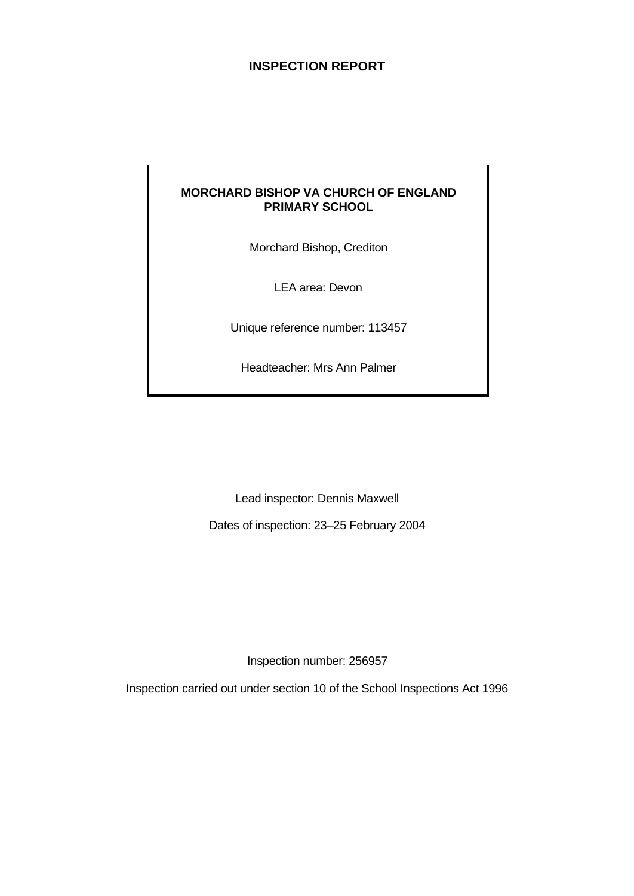# INSPECTION REPORT

**MORCHARD BISHOP VA CHURCH OF ENGLAND PRIMARY SCHOOL**

Morchard Bishop, Crediton

LEA area: Devon

Unique reference number: 113457

Headteacher: Mrs Ann Palmer

Lead inspector: Dennis Maxwell

Dates of inspection: 23–25 February 2004

Inspection number: 256957

Inspection carried out under section 10 of the School Inspections Act 1996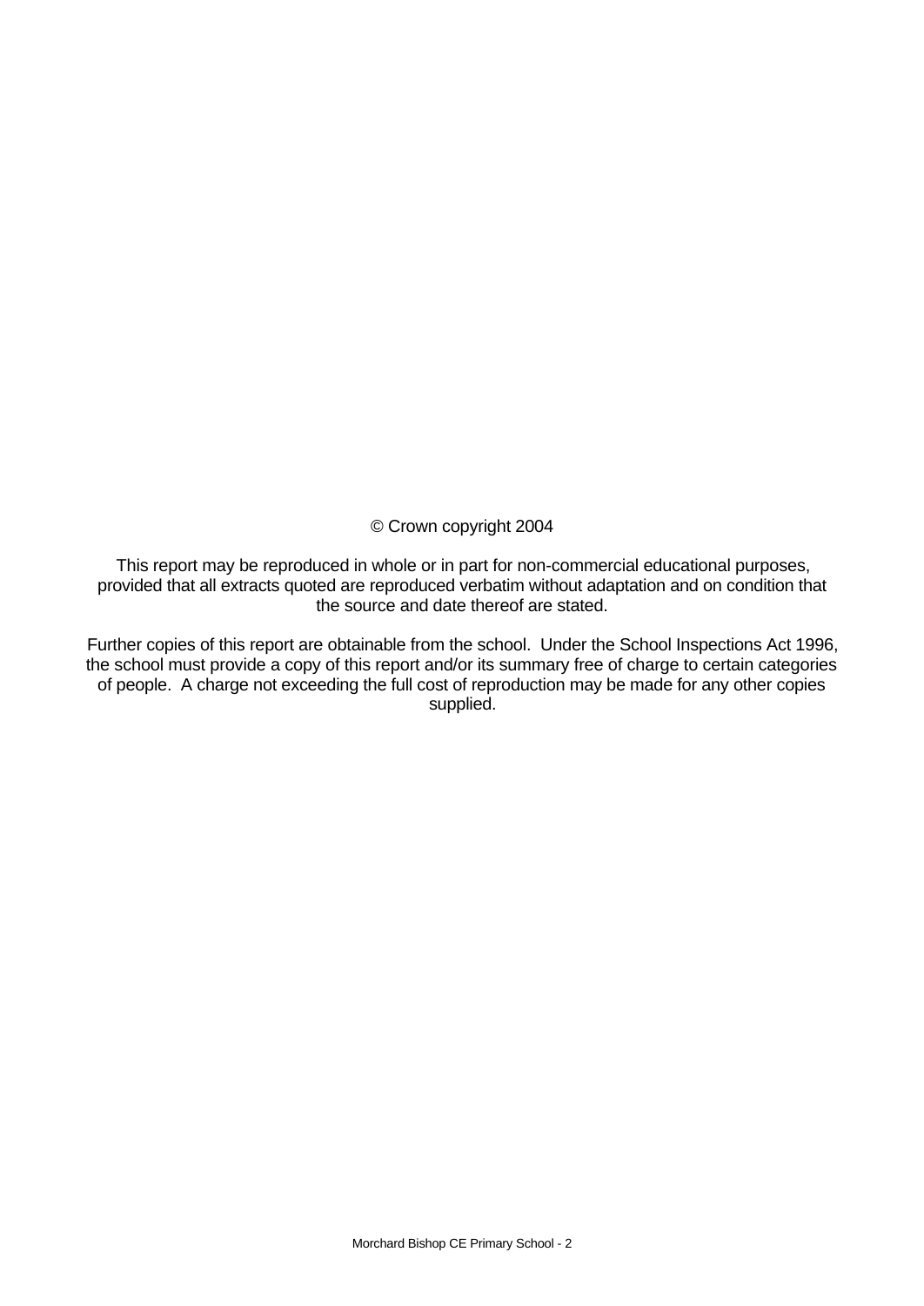© Crown copyright 2004

This report may be reproduced in whole or in part for non-commercial educational purposes, provided that all extracts quoted are reproduced verbatim without adaptation and on condition that the source and date thereof are stated.

Further copies of this report are obtainable from the school. Under the School Inspections Act 1996, the school must provide a copy of this report and/or its summary free of charge to certain categories of people. A charge not exceeding the full cost of reproduction may be made for any other copies supplied.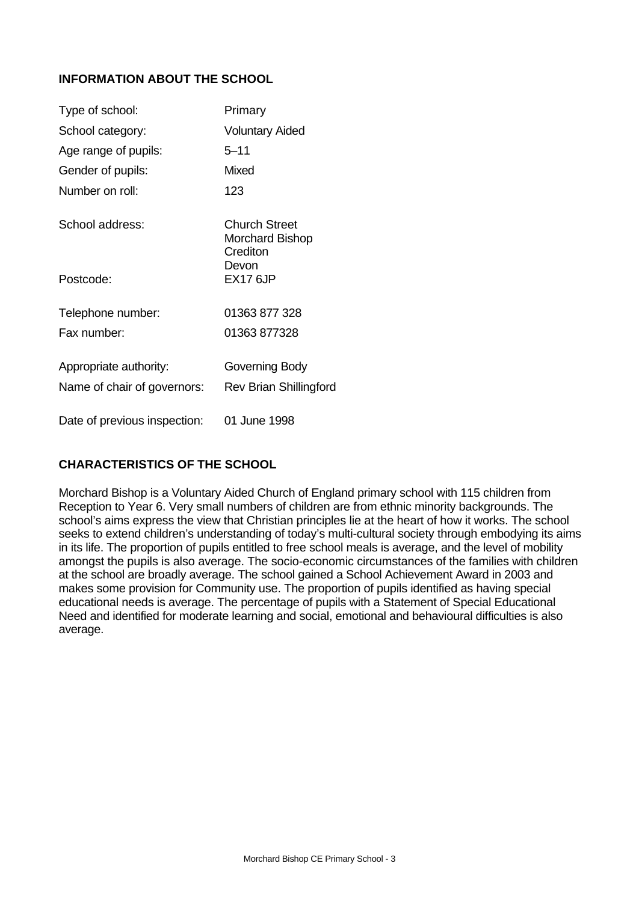## INFORMATION ABOUT THE SCHOOL

| | |
|---|---|
| Type of school: | Primary |
| School category: | Voluntary Aided |
| Age range of pupils: | 5–11 |
| Gender of pupils: | Mixed |
| Number on roll: | 123 |
| School address: | Church Street<br>Morchard Bishop<br>Crediton<br>Devon |
| Postcode: | EX17 6JP |
| Telephone number: | 01363 877 328 |
| Fax number: | 01363 877328 |
| Appropriate authority: | Governing Body |
| Name of chair of governors: | Rev Brian Shillingford |
| Date of previous inspection: | 01 June 1998 |

## CHARACTERISTICS OF THE SCHOOL

Morchard Bishop is a Voluntary Aided Church of England primary school with 115 children from Reception to Year 6. Very small numbers of children are from ethnic minority backgrounds. The school's aims express the view that Christian principles lie at the heart of how it works. The school seeks to extend children's understanding of today's multi-cultural society through embodying its aims in its life. The proportion of pupils entitled to free school meals is average, and the level of mobility amongst the pupils is also average. The socio-economic circumstances of the families with children at the school are broadly average. The school gained a School Achievement Award in 2003 and makes some provision for Community use. The proportion of pupils identified as having special educational needs is average. The percentage of pupils with a Statement of Special Educational Need and identified for moderate learning and social, emotional and behavioural difficulties is also average.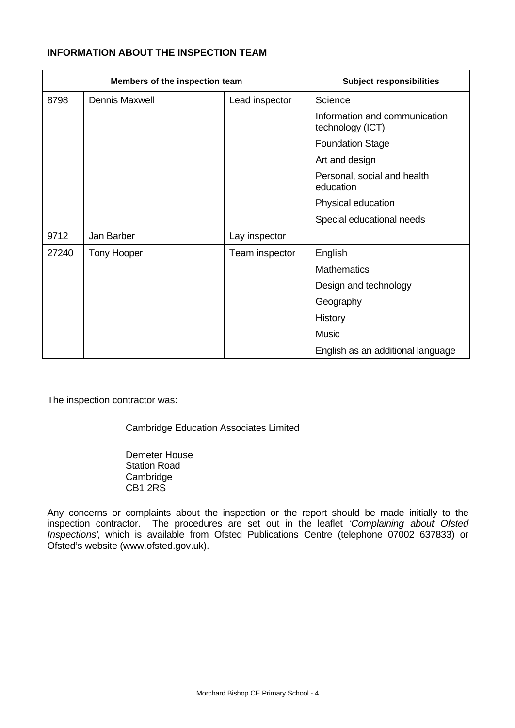**INFORMATION ABOUT THE INSPECTION TEAM**

| Members of the inspection team | | | Subject responsibilities |
|---|---|---|---|
| 8798 | Dennis Maxwell | Lead inspector | Science |
| | | | Information and communication technology (ICT) |
| | | | Foundation Stage |
| | | | Art and design |
| | | | Personal, social and health education |
| | | | Physical education |
| | | | Special educational needs |
| 9712 | Jan Barber | Lay inspector | |
| 27240 | Tony Hooper | Team inspector | English |
| | | | Mathematics |
| | | | Design and technology |
| | | | Geography |
| | | | History |
| | | | Music |
| | | | English as an additional language |

The inspection contractor was:

Cambridge Education Associates Limited

Demeter House
Station Road
Cambridge
CB1 2RS

Any concerns or complaints about the inspection or the report should be made initially to the inspection contractor. The procedures are set out in the leaflet *'Complaining about Ofsted Inspections'*, which is available from Ofsted Publications Centre (telephone 07002 637833) or Ofsted's website (www.ofsted.gov.uk).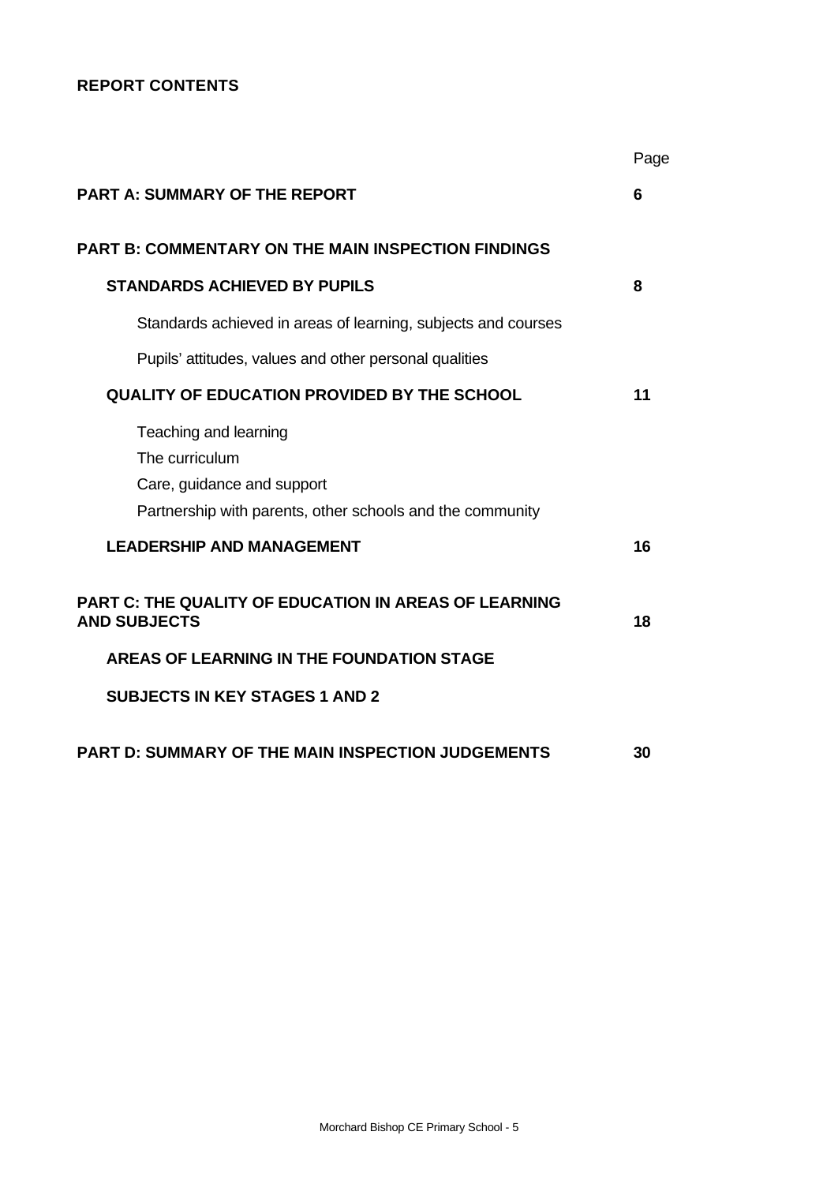**REPORT CONTENTS**

| | Page |
|---|---|
| **PART A: SUMMARY OF THE REPORT** | **6** |
| **PART B: COMMENTARY ON THE MAIN INSPECTION FINDINGS** | |
| **STANDARDS ACHIEVED BY PUPILS** | **8** |
| Standards achieved in areas of learning, subjects and courses | |
| Pupils' attitudes, values and other personal qualities | |
| **QUALITY OF EDUCATION PROVIDED BY THE SCHOOL** | **11** |
| Teaching and learning | |
| The curriculum | |
| Care, guidance and support | |
| Partnership with parents, other schools and the community | |
| **LEADERSHIP AND MANAGEMENT** | **16** |
| **PART C: THE QUALITY OF EDUCATION IN AREAS OF LEARNING AND SUBJECTS** | **18** |
| **AREAS OF LEARNING IN THE FOUNDATION STAGE** | |
| **SUBJECTS IN KEY STAGES 1 AND 2** | |
| **PART D: SUMMARY OF THE MAIN INSPECTION JUDGEMENTS** | **30** |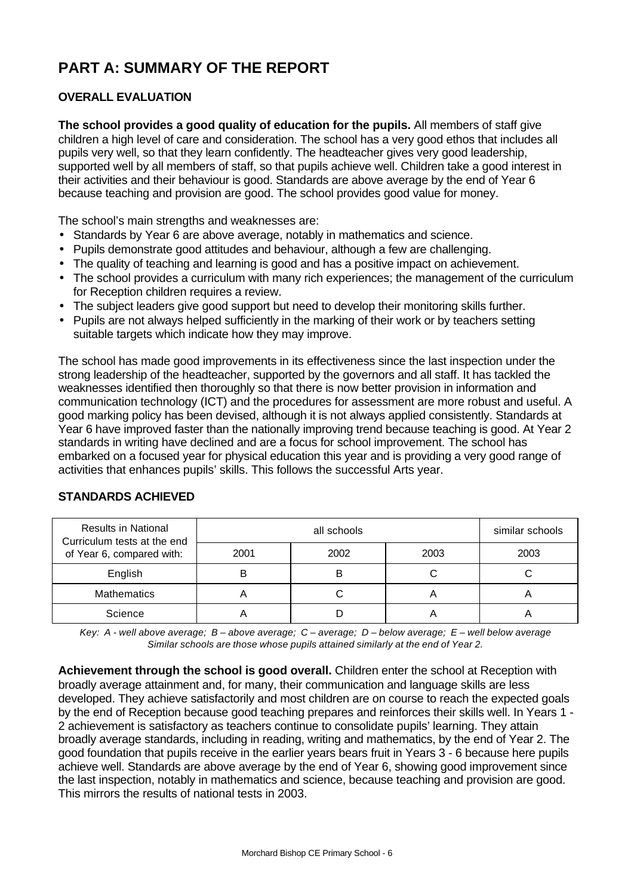# PART A: SUMMARY OF THE REPORT

## OVERALL EVALUATION

**The school provides a good quality of education for the pupils.** All members of staff give children a high level of care and consideration. The school has a very good ethos that includes all pupils very well, so that they learn confidently. The headteacher gives very good leadership, supported well by all members of staff, so that pupils achieve well. Children take a good interest in their activities and their behaviour is good. Standards are above average by the end of Year 6 because teaching and provision are good. The school provides good value for money.

The school's main strengths and weaknesses are:

- Standards by Year 6 are above average, notably in mathematics and science.
- Pupils demonstrate good attitudes and behaviour, although a few are challenging.
- The quality of teaching and learning is good and has a positive impact on achievement.
- The school provides a curriculum with many rich experiences; the management of the curriculum for Reception children requires a review.
- The subject leaders give good support but need to develop their monitoring skills further.
- Pupils are not always helped sufficiently in the marking of their work or by teachers setting suitable targets which indicate how they may improve.

The school has made good improvements in its effectiveness since the last inspection under the strong leadership of the headteacher, supported by the governors and all staff. It has tackled the weaknesses identified then thoroughly so that there is now better provision in information and communication technology (ICT) and the procedures for assessment are more robust and useful. A good marking policy has been devised, although it is not always applied consistently. Standards at Year 6 have improved faster than the nationally improving trend because teaching is good. At Year 2 standards in writing have declined and are a focus for school improvement. The school has embarked on a focused year for physical education this year and is providing a very good range of activities that enhances pupils' skills. This follows the successful Arts year.

## STANDARDS ACHIEVED

| Results in National Curriculum tests at the end of Year 6, compared with: | all schools | | | similar schools |
|---|---|---|---|---|
| | 2001 | 2002 | 2003 | 2003 |
| English | B | B | C | C |
| Mathematics | A | C | A | A |
| Science | A | D | A | A |

*Key: A - well above average; B – above average; C – average; D – below average; E – well below average*
*Similar schools are those whose pupils attained similarly at the end of Year 2.*

**Achievement through the school is good overall.** Children enter the school at Reception with broadly average attainment and, for many, their communication and language skills are less developed. They achieve satisfactorily and most children are on course to reach the expected goals by the end of Reception because good teaching prepares and reinforces their skills well. In Years 1 - 2 achievement is satisfactory as teachers continue to consolidate pupils' learning. They attain broadly average standards, including in reading, writing and mathematics, by the end of Year 2. The good foundation that pupils receive in the earlier years bears fruit in Years 3 - 6 because here pupils achieve well. Standards are above average by the end of Year 6, showing good improvement since the last inspection, notably in mathematics and science, because teaching and provision are good. This mirrors the results of national tests in 2003.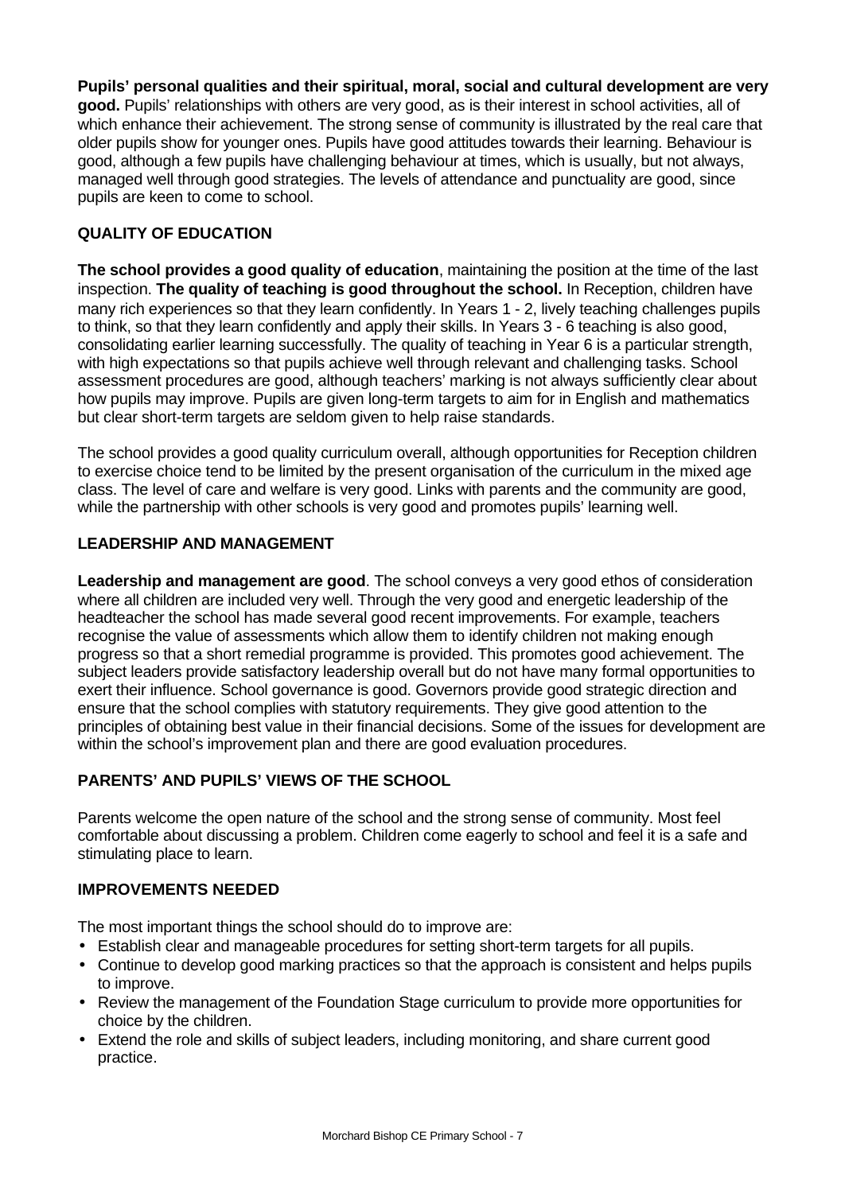**Pupils' personal qualities and their spiritual, moral, social and cultural development are very good.** Pupils' relationships with others are very good, as is their interest in school activities, all of which enhance their achievement. The strong sense of community is illustrated by the real care that older pupils show for younger ones. Pupils have good attitudes towards their learning. Behaviour is good, although a few pupils have challenging behaviour at times, which is usually, but not always, managed well through good strategies. The levels of attendance and punctuality are good, since pupils are keen to come to school.

## QUALITY OF EDUCATION

**The school provides a good quality of education**, maintaining the position at the time of the last inspection. **The quality of teaching is good throughout the school.** In Reception, children have many rich experiences so that they learn confidently. In Years 1 - 2, lively teaching challenges pupils to think, so that they learn confidently and apply their skills. In Years 3 - 6 teaching is also good, consolidating earlier learning successfully. The quality of teaching in Year 6 is a particular strength, with high expectations so that pupils achieve well through relevant and challenging tasks. School assessment procedures are good, although teachers' marking is not always sufficiently clear about how pupils may improve. Pupils are given long-term targets to aim for in English and mathematics but clear short-term targets are seldom given to help raise standards.

The school provides a good quality curriculum overall, although opportunities for Reception children to exercise choice tend to be limited by the present organisation of the curriculum in the mixed age class. The level of care and welfare is very good. Links with parents and the community are good, while the partnership with other schools is very good and promotes pupils' learning well.

## LEADERSHIP AND MANAGEMENT

**Leadership and management are good**. The school conveys a very good ethos of consideration where all children are included very well. Through the very good and energetic leadership of the headteacher the school has made several good recent improvements. For example, teachers recognise the value of assessments which allow them to identify children not making enough progress so that a short remedial programme is provided. This promotes good achievement. The subject leaders provide satisfactory leadership overall but do not have many formal opportunities to exert their influence. School governance is good. Governors provide good strategic direction and ensure that the school complies with statutory requirements. They give good attention to the principles of obtaining best value in their financial decisions. Some of the issues for development are within the school's improvement plan and there are good evaluation procedures.

## PARENTS' AND PUPILS' VIEWS OF THE SCHOOL

Parents welcome the open nature of the school and the strong sense of community. Most feel comfortable about discussing a problem. Children come eagerly to school and feel it is a safe and stimulating place to learn.

## IMPROVEMENTS NEEDED

The most important things the school should do to improve are:

- Establish clear and manageable procedures for setting short-term targets for all pupils.
- Continue to develop good marking practices so that the approach is consistent and helps pupils to improve.
- Review the management of the Foundation Stage curriculum to provide more opportunities for choice by the children.
- Extend the role and skills of subject leaders, including monitoring, and share current good practice.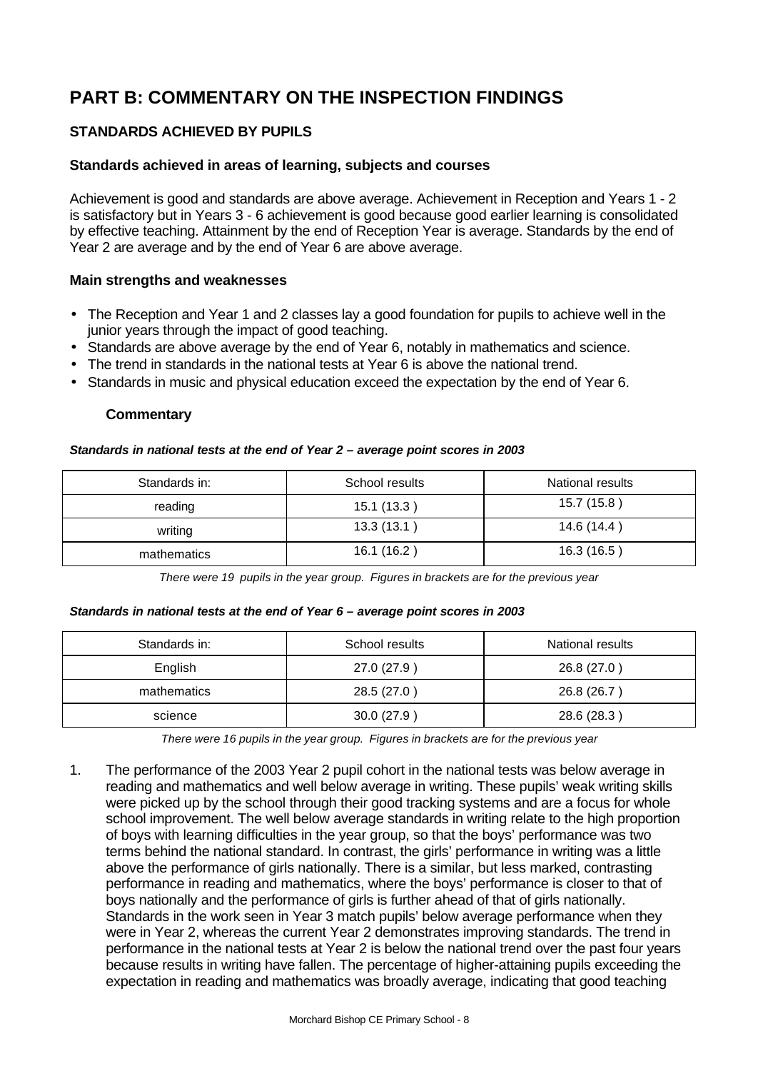# PART B: COMMENTARY ON THE INSPECTION FINDINGS

## STANDARDS ACHIEVED BY PUPILS

### Standards achieved in areas of learning, subjects and courses

Achievement is good and standards are above average. Achievement in Reception and Years 1 - 2 is satisfactory but in Years 3 - 6 achievement is good because good earlier learning is consolidated by effective teaching. Attainment by the end of Reception Year is average. Standards by the end of Year 2 are average and by the end of Year 6 are above average.

### Main strengths and weaknesses

- The Reception and Year 1 and 2 classes lay a good foundation for pupils to achieve well in the junior years through the impact of good teaching.
- Standards are above average by the end of Year 6, notably in mathematics and science.
- The trend in standards in the national tests at Year 6 is above the national trend.
- Standards in music and physical education exceed the expectation by the end of Year 6.

#### Commentary

***Standards in national tests at the end of Year 2 – average point scores in 2003***

| Standards in: | School results | National results |
|---|---|---|
| reading | 15.1 (13.3 ) | 15.7 (15.8 ) |
| writing | 13.3 (13.1 ) | 14.6 (14.4 ) |
| mathematics | 16.1 (16.2 ) | 16.3 (16.5 ) |

*There were 19 pupils in the year group. Figures in brackets are for the previous year*

***Standards in national tests at the end of Year 6 – average point scores in 2003***

| Standards in: | School results | National results |
|---|---|---|
| English | 27.0 (27.9 ) | 26.8 (27.0 ) |
| mathematics | 28.5 (27.0 ) | 26.8 (26.7 ) |
| science | 30.0 (27.9 ) | 28.6 (28.3 ) |

*There were 16 pupils in the year group. Figures in brackets are for the previous year*

1. The performance of the 2003 Year 2 pupil cohort in the national tests was below average in reading and mathematics and well below average in writing. These pupils' weak writing skills were picked up by the school through their good tracking systems and are a focus for whole school improvement. The well below average standards in writing relate to the high proportion of boys with learning difficulties in the year group, so that the boys' performance was two terms behind the national standard. In contrast, the girls' performance in writing was a little above the performance of girls nationally. There is a similar, but less marked, contrasting performance in reading and mathematics, where the boys' performance is closer to that of boys nationally and the performance of girls is further ahead of that of girls nationally. Standards in the work seen in Year 3 match pupils' below average performance when they were in Year 2, whereas the current Year 2 demonstrates improving standards. The trend in performance in the national tests at Year 2 is below the national trend over the past four years because results in writing have fallen. The percentage of higher-attaining pupils exceeding the expectation in reading and mathematics was broadly average, indicating that good teaching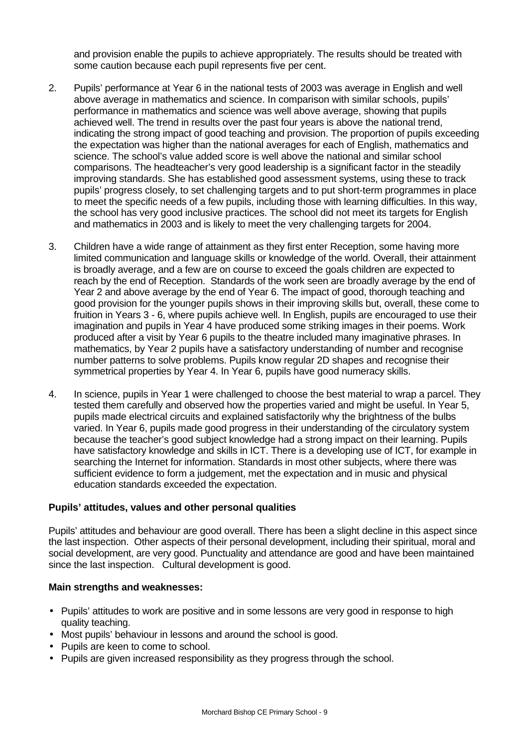and provision enable the pupils to achieve appropriately. The results should be treated with some caution because each pupil represents five per cent.

2. Pupils' performance at Year 6 in the national tests of 2003 was average in English and well above average in mathematics and science. In comparison with similar schools, pupils' performance in mathematics and science was well above average, showing that pupils achieved well. The trend in results over the past four years is above the national trend, indicating the strong impact of good teaching and provision. The proportion of pupils exceeding the expectation was higher than the national averages for each of English, mathematics and science. The school's value added score is well above the national and similar school comparisons. The headteacher's very good leadership is a significant factor in the steadily improving standards. She has established good assessment systems, using these to track pupils' progress closely, to set challenging targets and to put short-term programmes in place to meet the specific needs of a few pupils, including those with learning difficulties. In this way, the school has very good inclusive practices. The school did not meet its targets for English and mathematics in 2003 and is likely to meet the very challenging targets for 2004.

3. Children have a wide range of attainment as they first enter Reception, some having more limited communication and language skills or knowledge of the world. Overall, their attainment is broadly average, and a few are on course to exceed the goals children are expected to reach by the end of Reception. Standards of the work seen are broadly average by the end of Year 2 and above average by the end of Year 6. The impact of good, thorough teaching and good provision for the younger pupils shows in their improving skills but, overall, these come to fruition in Years 3 - 6, where pupils achieve well. In English, pupils are encouraged to use their imagination and pupils in Year 4 have produced some striking images in their poems. Work produced after a visit by Year 6 pupils to the theatre included many imaginative phrases. In mathematics, by Year 2 pupils have a satisfactory understanding of number and recognise number patterns to solve problems. Pupils know regular 2D shapes and recognise their symmetrical properties by Year 4. In Year 6, pupils have good numeracy skills.

4. In science, pupils in Year 1 were challenged to choose the best material to wrap a parcel. They tested them carefully and observed how the properties varied and might be useful. In Year 5, pupils made electrical circuits and explained satisfactorily why the brightness of the bulbs varied. In Year 6, pupils made good progress in their understanding of the circulatory system because the teacher's good subject knowledge had a strong impact on their learning. Pupils have satisfactory knowledge and skills in ICT. There is a developing use of ICT, for example in searching the Internet for information. Standards in most other subjects, where there was sufficient evidence to form a judgement, met the expectation and in music and physical education standards exceeded the expectation.

### Pupils' attitudes, values and other personal qualities

Pupils' attitudes and behaviour are good overall. There has been a slight decline in this aspect since the last inspection. Other aspects of their personal development, including their spiritual, moral and social development, are very good. Punctuality and attendance are good and have been maintained since the last inspection. Cultural development is good.

**Main strengths and weaknesses:**

- Pupils' attitudes to work are positive and in some lessons are very good in response to high quality teaching.
- Most pupils' behaviour in lessons and around the school is good.
- Pupils are keen to come to school.
- Pupils are given increased responsibility as they progress through the school.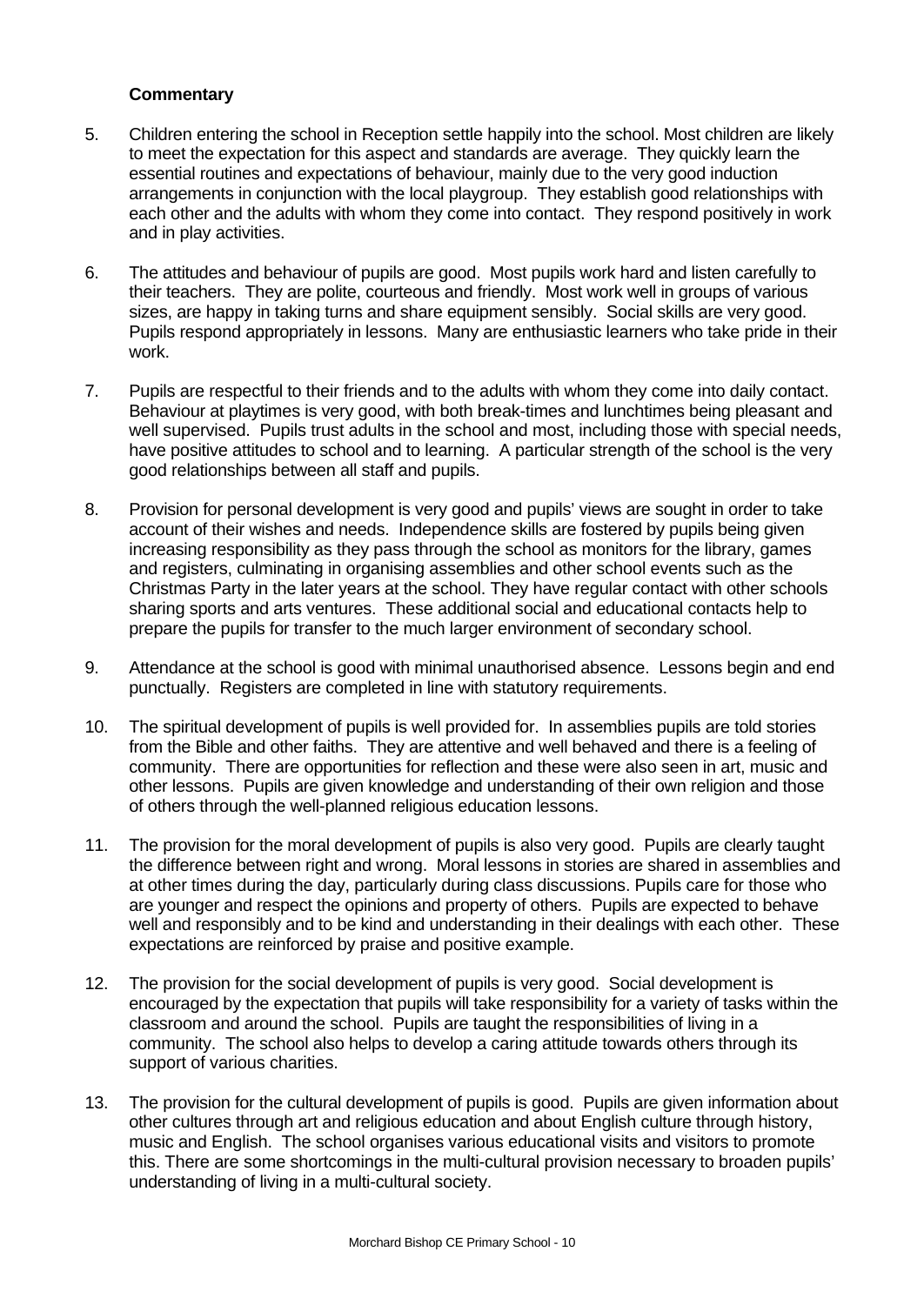**Commentary**

5. Children entering the school in Reception settle happily into the school. Most children are likely to meet the expectation for this aspect and standards are average. They quickly learn the essential routines and expectations of behaviour, mainly due to the very good induction arrangements in conjunction with the local playgroup. They establish good relationships with each other and the adults with whom they come into contact. They respond positively in work and in play activities.

6. The attitudes and behaviour of pupils are good. Most pupils work hard and listen carefully to their teachers. They are polite, courteous and friendly. Most work well in groups of various sizes, are happy in taking turns and share equipment sensibly. Social skills are very good. Pupils respond appropriately in lessons. Many are enthusiastic learners who take pride in their work.

7. Pupils are respectful to their friends and to the adults with whom they come into daily contact. Behaviour at playtimes is very good, with both break-times and lunchtimes being pleasant and well supervised. Pupils trust adults in the school and most, including those with special needs, have positive attitudes to school and to learning. A particular strength of the school is the very good relationships between all staff and pupils.

8. Provision for personal development is very good and pupils' views are sought in order to take account of their wishes and needs. Independence skills are fostered by pupils being given increasing responsibility as they pass through the school as monitors for the library, games and registers, culminating in organising assemblies and other school events such as the Christmas Party in the later years at the school. They have regular contact with other schools sharing sports and arts ventures. These additional social and educational contacts help to prepare the pupils for transfer to the much larger environment of secondary school.

9. Attendance at the school is good with minimal unauthorised absence. Lessons begin and end punctually. Registers are completed in line with statutory requirements.

10. The spiritual development of pupils is well provided for. In assemblies pupils are told stories from the Bible and other faiths. They are attentive and well behaved and there is a feeling of community. There are opportunities for reflection and these were also seen in art, music and other lessons. Pupils are given knowledge and understanding of their own religion and those of others through the well-planned religious education lessons.

11. The provision for the moral development of pupils is also very good. Pupils are clearly taught the difference between right and wrong. Moral lessons in stories are shared in assemblies and at other times during the day, particularly during class discussions. Pupils care for those who are younger and respect the opinions and property of others. Pupils are expected to behave well and responsibly and to be kind and understanding in their dealings with each other. These expectations are reinforced by praise and positive example.

12. The provision for the social development of pupils is very good. Social development is encouraged by the expectation that pupils will take responsibility for a variety of tasks within the classroom and around the school. Pupils are taught the responsibilities of living in a community. The school also helps to develop a caring attitude towards others through its support of various charities.

13. The provision for the cultural development of pupils is good. Pupils are given information about other cultures through art and religious education and about English culture through history, music and English. The school organises various educational visits and visitors to promote this. There are some shortcomings in the multi-cultural provision necessary to broaden pupils' understanding of living in a multi-cultural society.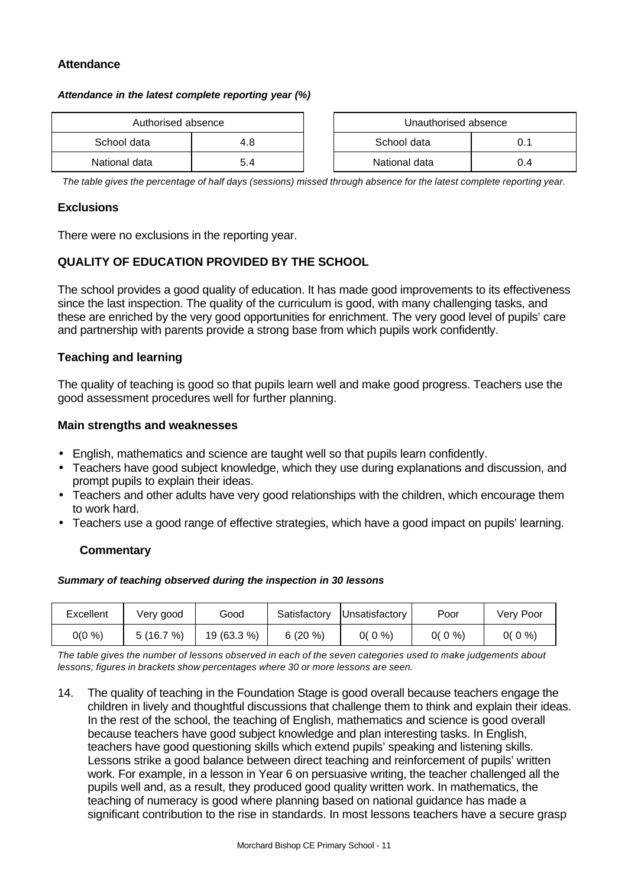### Attendance

***Attendance in the latest complete reporting year (%)***

| Authorised absence | |
|---|---|
| School data | 4.8 |
| National data | 5.4 |

| Unauthorised absence | |
|---|---|
| School data | 0.1 |
| National data | 0.4 |

*The table gives the percentage of half days (sessions) missed through absence for the latest complete reporting year.*

### Exclusions

There were no exclusions in the reporting year.

### QUALITY OF EDUCATION PROVIDED BY THE SCHOOL

The school provides a good quality of education. It has made good improvements to its effectiveness since the last inspection. The quality of the curriculum is good, with many challenging tasks, and these are enriched by the very good opportunities for enrichment. The very good level of pupils' care and partnership with parents provide a strong base from which pupils work confidently.

### Teaching and learning

The quality of teaching is good so that pupils learn well and make good progress. Teachers use the good assessment procedures well for further planning.

### Main strengths and weaknesses

- English, mathematics and science are taught well so that pupils learn confidently.
- Teachers have good subject knowledge, which they use during explanations and discussion, and prompt pupils to explain their ideas.
- Teachers and other adults have very good relationships with the children, which encourage them to work hard.
- Teachers use a good range of effective strategies, which have a good impact on pupils' learning.

#### Commentary

***Summary of teaching observed during the inspection in 30 lessons***

| Excellent | Very good | Good | Satisfactory | Unsatisfactory | Poor | Very Poor |
|---|---|---|---|---|---|---|
| 0(0 %) | 5 (16.7 %) | 19 (63.3 %) | 6 (20 %) | 0( 0 %) | 0( 0 %) | 0( 0 %) |

*The table gives the number of lessons observed in each of the seven categories used to make judgements about lessons; figures in brackets show percentages where 30 or more lessons are seen.*

14. The quality of teaching in the Foundation Stage is good overall because teachers engage the children in lively and thoughtful discussions that challenge them to think and explain their ideas. In the rest of the school, the teaching of English, mathematics and science is good overall because teachers have good subject knowledge and plan interesting tasks. In English, teachers have good questioning skills which extend pupils' speaking and listening skills. Lessons strike a good balance between direct teaching and reinforcement of pupils' written work. For example, in a lesson in Year 6 on persuasive writing, the teacher challenged all the pupils well and, as a result, they produced good quality written work. In mathematics, the teaching of numeracy is good where planning based on national guidance has made a significant contribution to the rise in standards. In most lessons teachers have a secure grasp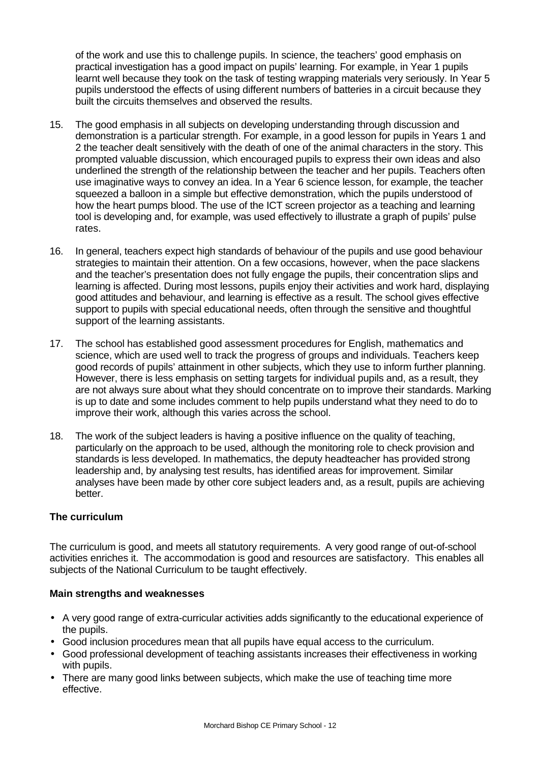of the work and use this to challenge pupils. In science, the teachers' good emphasis on practical investigation has a good impact on pupils' learning. For example, in Year 1 pupils learnt well because they took on the task of testing wrapping materials very seriously. In Year 5 pupils understood the effects of using different numbers of batteries in a circuit because they built the circuits themselves and observed the results.

15. The good emphasis in all subjects on developing understanding through discussion and demonstration is a particular strength. For example, in a good lesson for pupils in Years 1 and 2 the teacher dealt sensitively with the death of one of the animal characters in the story. This prompted valuable discussion, which encouraged pupils to express their own ideas and also underlined the strength of the relationship between the teacher and her pupils. Teachers often use imaginative ways to convey an idea. In a Year 6 science lesson, for example, the teacher squeezed a balloon in a simple but effective demonstration, which the pupils understood of how the heart pumps blood. The use of the ICT screen projector as a teaching and learning tool is developing and, for example, was used effectively to illustrate a graph of pupils' pulse rates.

16. In general, teachers expect high standards of behaviour of the pupils and use good behaviour strategies to maintain their attention. On a few occasions, however, when the pace slackens and the teacher's presentation does not fully engage the pupils, their concentration slips and learning is affected. During most lessons, pupils enjoy their activities and work hard, displaying good attitudes and behaviour, and learning is effective as a result. The school gives effective support to pupils with special educational needs, often through the sensitive and thoughtful support of the learning assistants.

17. The school has established good assessment procedures for English, mathematics and science, which are used well to track the progress of groups and individuals. Teachers keep good records of pupils' attainment in other subjects, which they use to inform further planning. However, there is less emphasis on setting targets for individual pupils and, as a result, they are not always sure about what they should concentrate on to improve their standards. Marking is up to date and some includes comment to help pupils understand what they need to do to improve their work, although this varies across the school.

18. The work of the subject leaders is having a positive influence on the quality of teaching, particularly on the approach to be used, although the monitoring role to check provision and standards is less developed. In mathematics, the deputy headteacher has provided strong leadership and, by analysing test results, has identified areas for improvement. Similar analyses have been made by other core subject leaders and, as a result, pupils are achieving better.

### The curriculum

The curriculum is good, and meets all statutory requirements. A very good range of out-of-school activities enriches it. The accommodation is good and resources are satisfactory. This enables all subjects of the National Curriculum to be taught effectively.

#### Main strengths and weaknesses

- A very good range of extra-curricular activities adds significantly to the educational experience of the pupils.
- Good inclusion procedures mean that all pupils have equal access to the curriculum.
- Good professional development of teaching assistants increases their effectiveness in working with pupils.
- There are many good links between subjects, which make the use of teaching time more effective.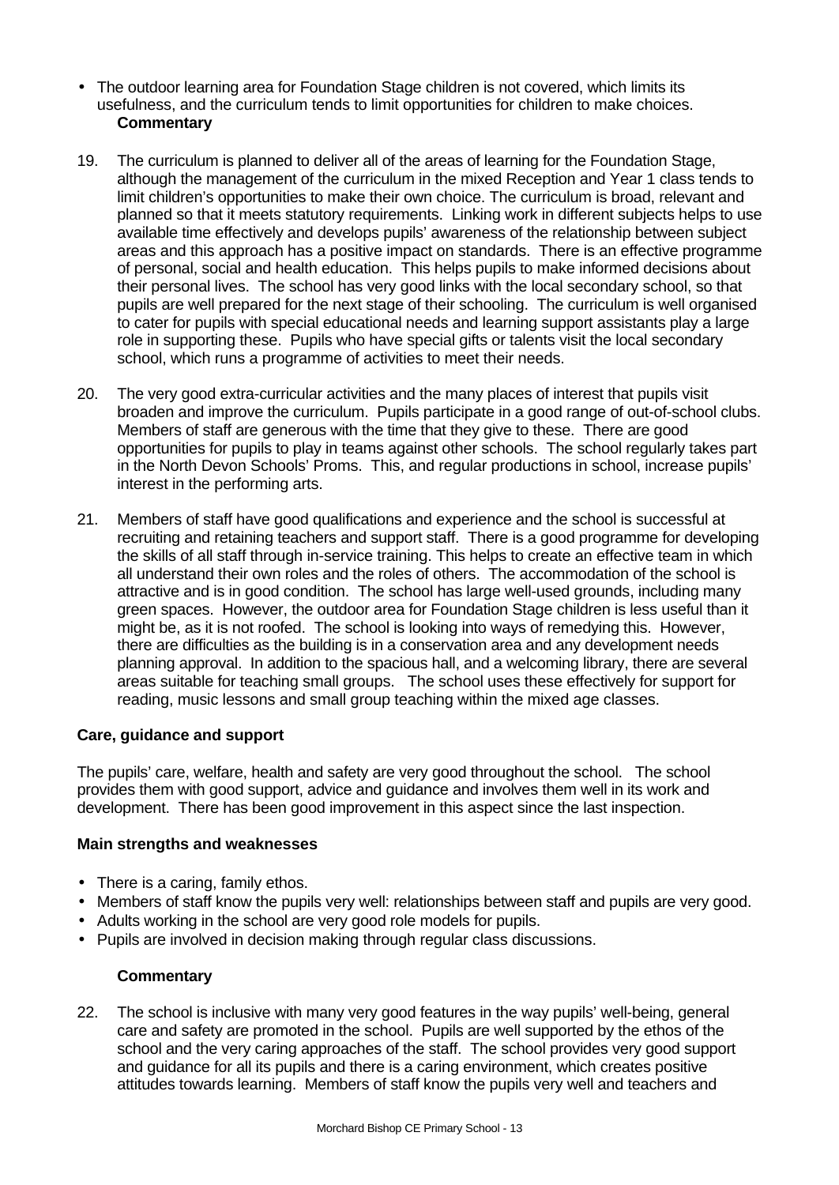- The outdoor learning area for Foundation Stage children is not covered, which limits its usefulness, and the curriculum tends to limit opportunities for children to make choices.

**Commentary**

19. The curriculum is planned to deliver all of the areas of learning for the Foundation Stage, although the management of the curriculum in the mixed Reception and Year 1 class tends to limit children's opportunities to make their own choice. The curriculum is broad, relevant and planned so that it meets statutory requirements. Linking work in different subjects helps to use available time effectively and develops pupils' awareness of the relationship between subject areas and this approach has a positive impact on standards. There is an effective programme of personal, social and health education. This helps pupils to make informed decisions about their personal lives. The school has very good links with the local secondary school, so that pupils are well prepared for the next stage of their schooling. The curriculum is well organised to cater for pupils with special educational needs and learning support assistants play a large role in supporting these. Pupils who have special gifts or talents visit the local secondary school, which runs a programme of activities to meet their needs.

20. The very good extra-curricular activities and the many places of interest that pupils visit broaden and improve the curriculum. Pupils participate in a good range of out-of-school clubs. Members of staff are generous with the time that they give to these. There are good opportunities for pupils to play in teams against other schools. The school regularly takes part in the North Devon Schools' Proms. This, and regular productions in school, increase pupils' interest in the performing arts.

21. Members of staff have good qualifications and experience and the school is successful at recruiting and retaining teachers and support staff. There is a good programme for developing the skills of all staff through in-service training. This helps to create an effective team in which all understand their own roles and the roles of others. The accommodation of the school is attractive and is in good condition. The school has large well-used grounds, including many green spaces. However, the outdoor area for Foundation Stage children is less useful than it might be, as it is not roofed. The school is looking into ways of remedying this. However, there are difficulties as the building is in a conservation area and any development needs planning approval. In addition to the spacious hall, and a welcoming library, there are several areas suitable for teaching small groups. The school uses these effectively for support for reading, music lessons and small group teaching within the mixed age classes.

### Care, guidance and support

The pupils' care, welfare, health and safety are very good throughout the school. The school provides them with good support, advice and guidance and involves them well in its work and development. There has been good improvement in this aspect since the last inspection.

#### Main strengths and weaknesses

- There is a caring, family ethos.
- Members of staff know the pupils very well: relationships between staff and pupils are very good.
- Adults working in the school are very good role models for pupils.
- Pupils are involved in decision making through regular class discussions.

**Commentary**

22. The school is inclusive with many very good features in the way pupils' well-being, general care and safety are promoted in the school. Pupils are well supported by the ethos of the school and the very caring approaches of the staff. The school provides very good support and guidance for all its pupils and there is a caring environment, which creates positive attitudes towards learning. Members of staff know the pupils very well and teachers and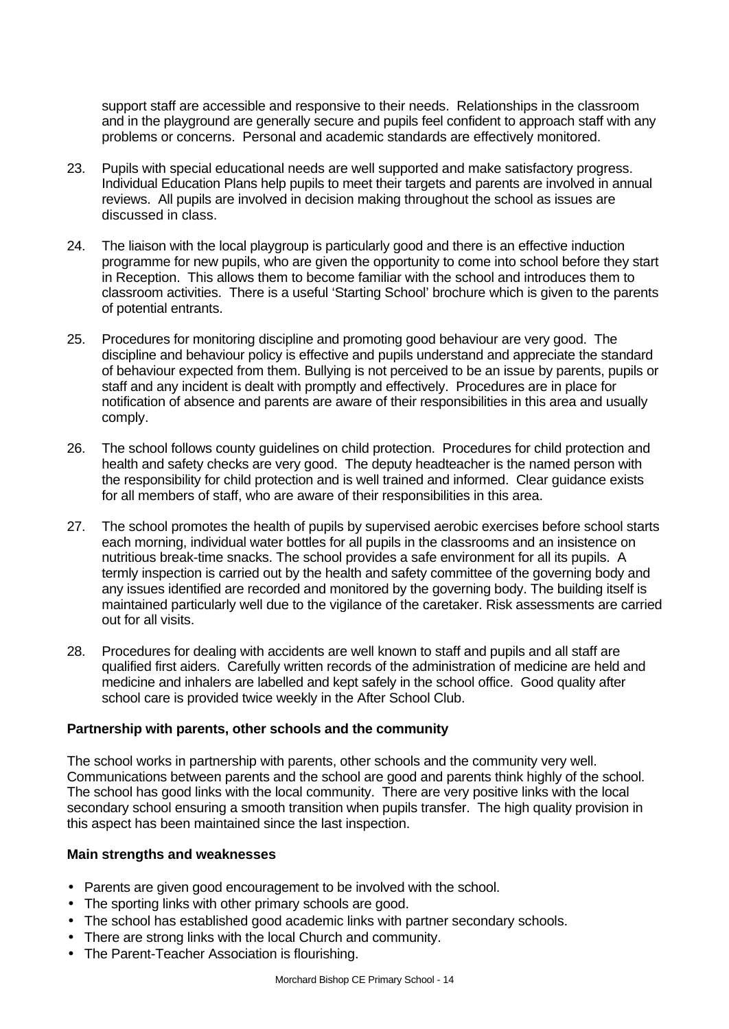support staff are accessible and responsive to their needs. Relationships in the classroom and in the playground are generally secure and pupils feel confident to approach staff with any problems or concerns. Personal and academic standards are effectively monitored.

23. Pupils with special educational needs are well supported and make satisfactory progress. Individual Education Plans help pupils to meet their targets and parents are involved in annual reviews. All pupils are involved in decision making throughout the school as issues are discussed in class.

24. The liaison with the local playgroup is particularly good and there is an effective induction programme for new pupils, who are given the opportunity to come into school before they start in Reception. This allows them to become familiar with the school and introduces them to classroom activities. There is a useful 'Starting School' brochure which is given to the parents of potential entrants.

25. Procedures for monitoring discipline and promoting good behaviour are very good. The discipline and behaviour policy is effective and pupils understand and appreciate the standard of behaviour expected from them. Bullying is not perceived to be an issue by parents, pupils or staff and any incident is dealt with promptly and effectively. Procedures are in place for notification of absence and parents are aware of their responsibilities in this area and usually comply.

26. The school follows county guidelines on child protection. Procedures for child protection and health and safety checks are very good. The deputy headteacher is the named person with the responsibility for child protection and is well trained and informed. Clear guidance exists for all members of staff, who are aware of their responsibilities in this area.

27. The school promotes the health of pupils by supervised aerobic exercises before school starts each morning, individual water bottles for all pupils in the classrooms and an insistence on nutritious break-time snacks. The school provides a safe environment for all its pupils. A termly inspection is carried out by the health and safety committee of the governing body and any issues identified are recorded and monitored by the governing body. The building itself is maintained particularly well due to the vigilance of the caretaker. Risk assessments are carried out for all visits.

28. Procedures for dealing with accidents are well known to staff and pupils and all staff are qualified first aiders. Carefully written records of the administration of medicine are held and medicine and inhalers are labelled and kept safely in the school office. Good quality after school care is provided twice weekly in the After School Club.

**Partnership with parents, other schools and the community**

The school works in partnership with parents, other schools and the community very well. Communications between parents and the school are good and parents think highly of the school. The school has good links with the local community. There are very positive links with the local secondary school ensuring a smooth transition when pupils transfer. The high quality provision in this aspect has been maintained since the last inspection.

**Main strengths and weaknesses**

- Parents are given good encouragement to be involved with the school.
- The sporting links with other primary schools are good.
- The school has established good academic links with partner secondary schools.
- There are strong links with the local Church and community.
- The Parent-Teacher Association is flourishing.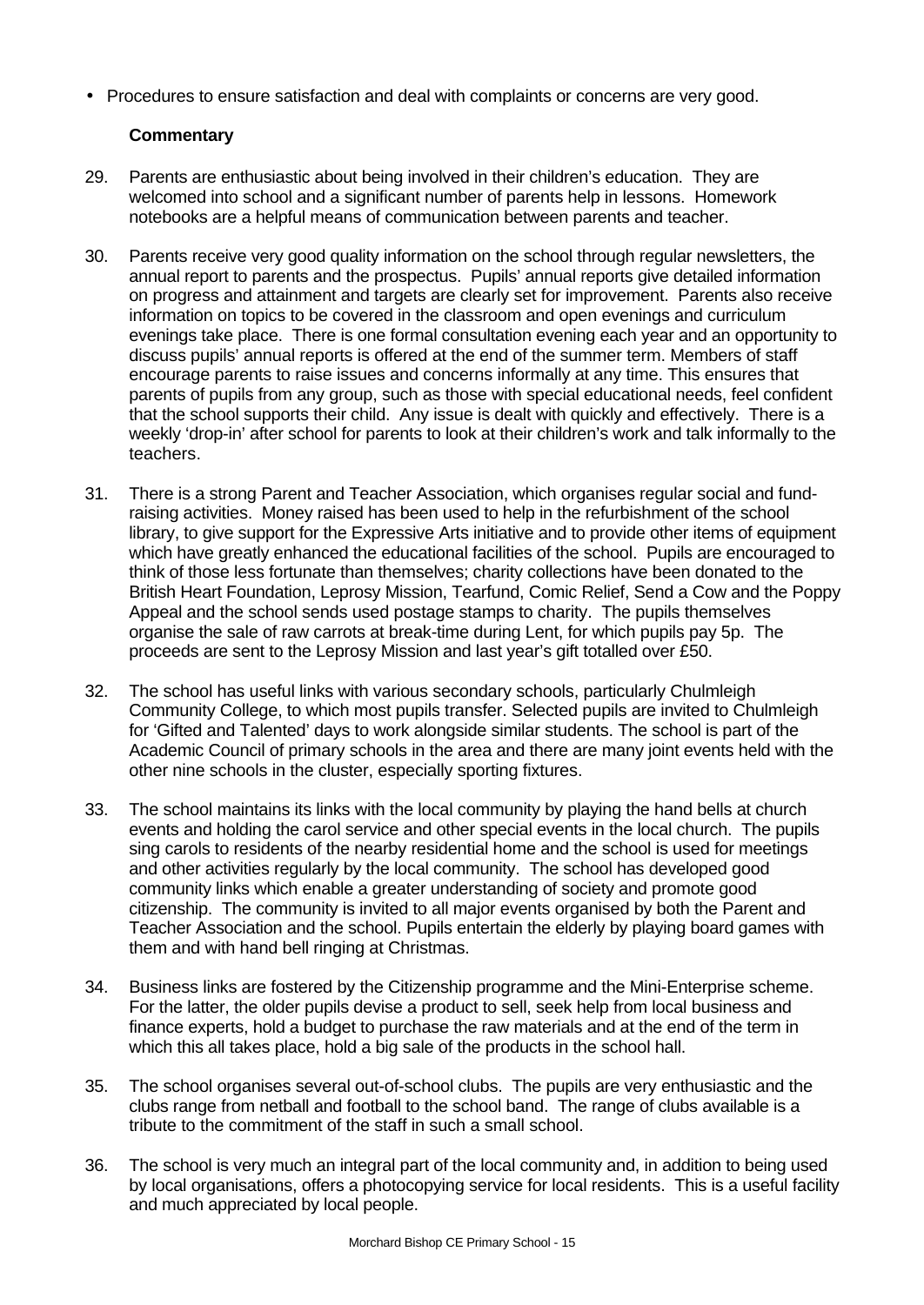- Procedures to ensure satisfaction and deal with complaints or concerns are very good.

**Commentary**

29. Parents are enthusiastic about being involved in their children's education. They are welcomed into school and a significant number of parents help in lessons. Homework notebooks are a helpful means of communication between parents and teacher.

30. Parents receive very good quality information on the school through regular newsletters, the annual report to parents and the prospectus. Pupils' annual reports give detailed information on progress and attainment and targets are clearly set for improvement. Parents also receive information on topics to be covered in the classroom and open evenings and curriculum evenings take place. There is one formal consultation evening each year and an opportunity to discuss pupils' annual reports is offered at the end of the summer term. Members of staff encourage parents to raise issues and concerns informally at any time. This ensures that parents of pupils from any group, such as those with special educational needs, feel confident that the school supports their child. Any issue is dealt with quickly and effectively. There is a weekly 'drop-in' after school for parents to look at their children's work and talk informally to the teachers.

31. There is a strong Parent and Teacher Association, which organises regular social and fund-raising activities. Money raised has been used to help in the refurbishment of the school library, to give support for the Expressive Arts initiative and to provide other items of equipment which have greatly enhanced the educational facilities of the school. Pupils are encouraged to think of those less fortunate than themselves; charity collections have been donated to the British Heart Foundation, Leprosy Mission, Tearfund, Comic Relief, Send a Cow and the Poppy Appeal and the school sends used postage stamps to charity. The pupils themselves organise the sale of raw carrots at break-time during Lent, for which pupils pay 5p. The proceeds are sent to the Leprosy Mission and last year's gift totalled over £50.

32. The school has useful links with various secondary schools, particularly Chulmleigh Community College, to which most pupils transfer. Selected pupils are invited to Chulmleigh for 'Gifted and Talented' days to work alongside similar students. The school is part of the Academic Council of primary schools in the area and there are many joint events held with the other nine schools in the cluster, especially sporting fixtures.

33. The school maintains its links with the local community by playing the hand bells at church events and holding the carol service and other special events in the local church. The pupils sing carols to residents of the nearby residential home and the school is used for meetings and other activities regularly by the local community. The school has developed good community links which enable a greater understanding of society and promote good citizenship. The community is invited to all major events organised by both the Parent and Teacher Association and the school. Pupils entertain the elderly by playing board games with them and with hand bell ringing at Christmas.

34. Business links are fostered by the Citizenship programme and the Mini-Enterprise scheme. For the latter, the older pupils devise a product to sell, seek help from local business and finance experts, hold a budget to purchase the raw materials and at the end of the term in which this all takes place, hold a big sale of the products in the school hall.

35. The school organises several out-of-school clubs. The pupils are very enthusiastic and the clubs range from netball and football to the school band. The range of clubs available is a tribute to the commitment of the staff in such a small school.

36. The school is very much an integral part of the local community and, in addition to being used by local organisations, offers a photocopying service for local residents. This is a useful facility and much appreciated by local people.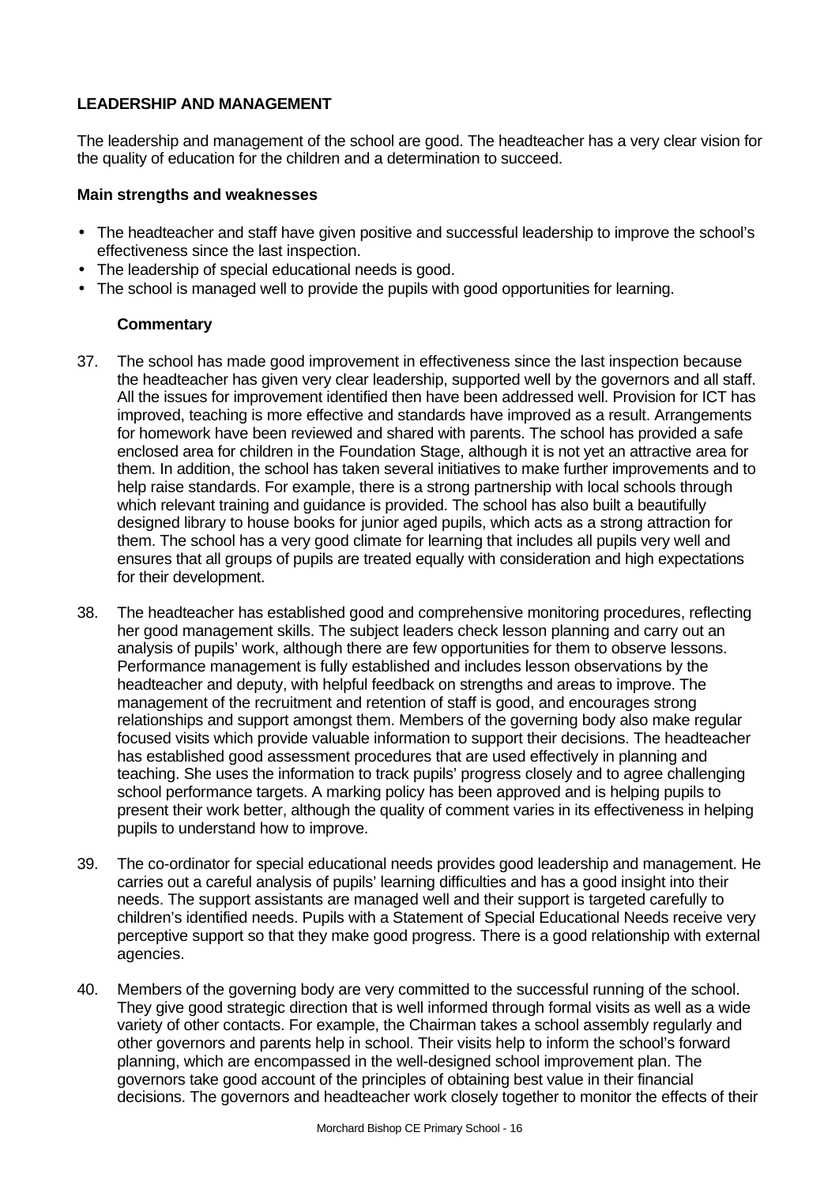**LEADERSHIP AND MANAGEMENT**

The leadership and management of the school are good. The headteacher has a very clear vision for the quality of education for the children and a determination to succeed.

**Main strengths and weaknesses**

- The headteacher and staff have given positive and successful leadership to improve the school's effectiveness since the last inspection.
- The leadership of special educational needs is good.
- The school is managed well to provide the pupils with good opportunities for learning.

**Commentary**

37. The school has made good improvement in effectiveness since the last inspection because the headteacher has given very clear leadership, supported well by the governors and all staff. All the issues for improvement identified then have been addressed well. Provision for ICT has improved, teaching is more effective and standards have improved as a result. Arrangements for homework have been reviewed and shared with parents. The school has provided a safe enclosed area for children in the Foundation Stage, although it is not yet an attractive area for them. In addition, the school has taken several initiatives to make further improvements and to help raise standards. For example, there is a strong partnership with local schools through which relevant training and guidance is provided. The school has also built a beautifully designed library to house books for junior aged pupils, which acts as a strong attraction for them. The school has a very good climate for learning that includes all pupils very well and ensures that all groups of pupils are treated equally with consideration and high expectations for their development.

38. The headteacher has established good and comprehensive monitoring procedures, reflecting her good management skills. The subject leaders check lesson planning and carry out an analysis of pupils' work, although there are few opportunities for them to observe lessons. Performance management is fully established and includes lesson observations by the headteacher and deputy, with helpful feedback on strengths and areas to improve. The management of the recruitment and retention of staff is good, and encourages strong relationships and support amongst them. Members of the governing body also make regular focused visits which provide valuable information to support their decisions. The headteacher has established good assessment procedures that are used effectively in planning and teaching. She uses the information to track pupils' progress closely and to agree challenging school performance targets. A marking policy has been approved and is helping pupils to present their work better, although the quality of comment varies in its effectiveness in helping pupils to understand how to improve.

39. The co-ordinator for special educational needs provides good leadership and management. He carries out a careful analysis of pupils' learning difficulties and has a good insight into their needs. The support assistants are managed well and their support is targeted carefully to children's identified needs. Pupils with a Statement of Special Educational Needs receive very perceptive support so that they make good progress. There is a good relationship with external agencies.

40. Members of the governing body are very committed to the successful running of the school. They give good strategic direction that is well informed through formal visits as well as a wide variety of other contacts. For example, the Chairman takes a school assembly regularly and other governors and parents help in school. Their visits help to inform the school's forward planning, which are encompassed in the well-designed school improvement plan. The governors take good account of the principles of obtaining best value in their financial decisions. The governors and headteacher work closely together to monitor the effects of their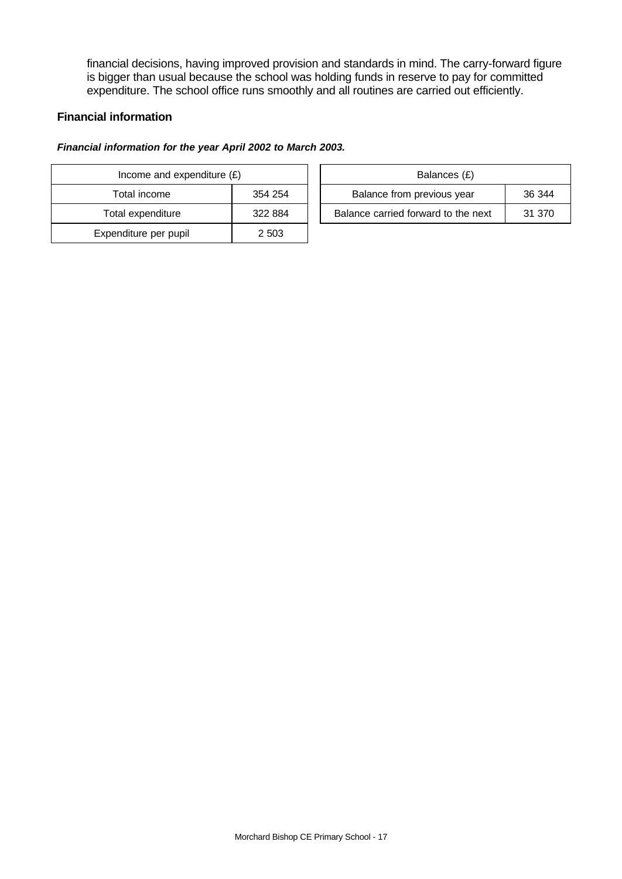financial decisions, having improved provision and standards in mind. The carry-forward figure is bigger than usual because the school was holding funds in reserve to pay for committed expenditure. The school office runs smoothly and all routines are carried out efficiently.

### Financial information

***Financial information for the year April 2002 to March 2003.***

| Income and expenditure (£) | |
|---|---|
| Total income | 354 254 |
| Total expenditure | 322 884 |
| Expenditure per pupil | 2 503 |

| Balances (£) | |
|---|---|
| Balance from previous year | 36 344 |
| Balance carried forward to the next | 31 370 |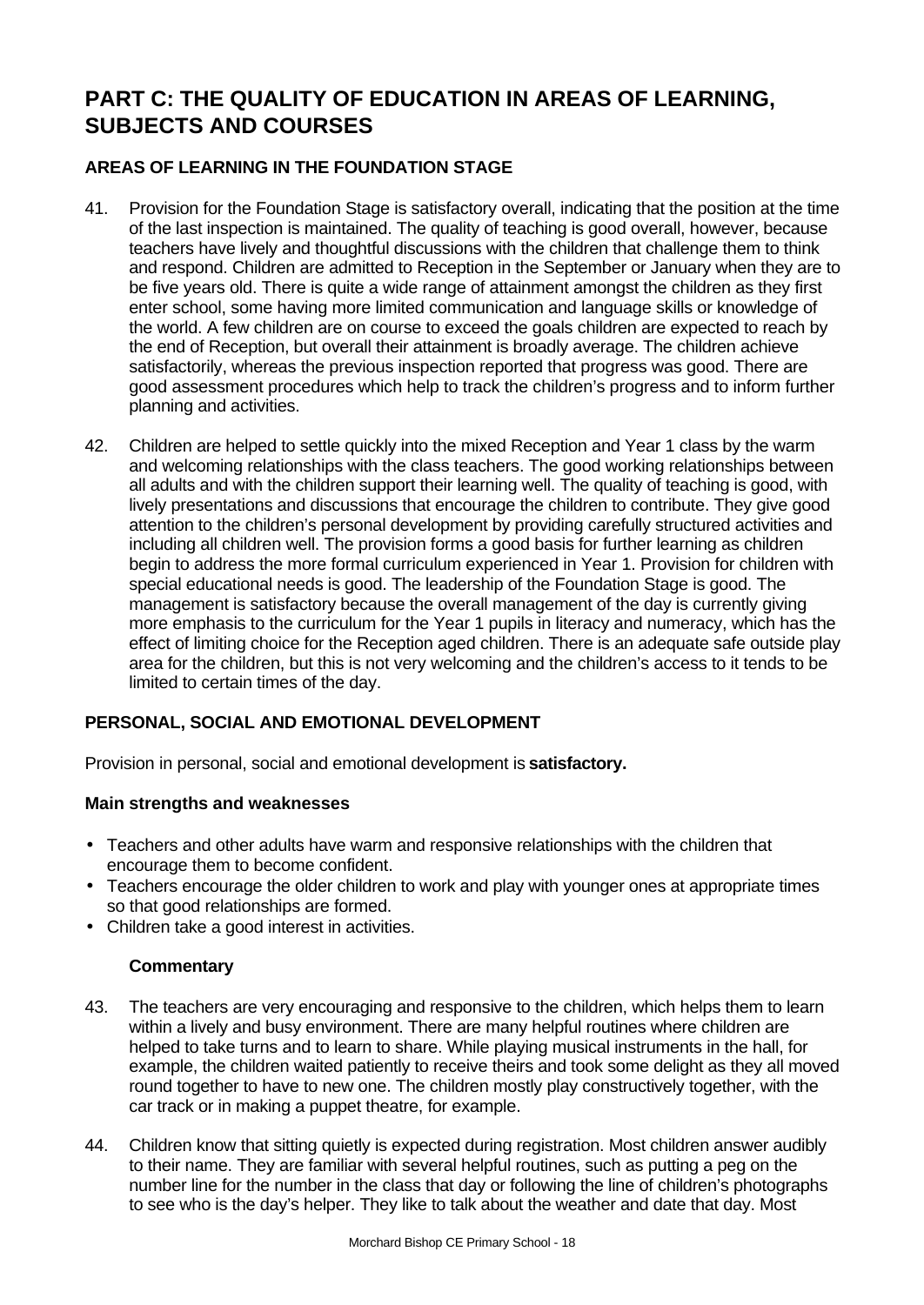# PART C: THE QUALITY OF EDUCATION IN AREAS OF LEARNING, SUBJECTS AND COURSES

## AREAS OF LEARNING IN THE FOUNDATION STAGE

41. Provision for the Foundation Stage is satisfactory overall, indicating that the position at the time of the last inspection is maintained. The quality of teaching is good overall, however, because teachers have lively and thoughtful discussions with the children that challenge them to think and respond. Children are admitted to Reception in the September or January when they are to be five years old. There is quite a wide range of attainment amongst the children as they first enter school, some having more limited communication and language skills or knowledge of the world. A few children are on course to exceed the goals children are expected to reach by the end of Reception, but overall their attainment is broadly average. The children achieve satisfactorily, whereas the previous inspection reported that progress was good. There are good assessment procedures which help to track the children's progress and to inform further planning and activities.

42. Children are helped to settle quickly into the mixed Reception and Year 1 class by the warm and welcoming relationships with the class teachers. The good working relationships between all adults and with the children support their learning well. The quality of teaching is good, with lively presentations and discussions that encourage the children to contribute. They give good attention to the children's personal development by providing carefully structured activities and including all children well. The provision forms a good basis for further learning as children begin to address the more formal curriculum experienced in Year 1. Provision for children with special educational needs is good. The leadership of the Foundation Stage is good. The management is satisfactory because the overall management of the day is currently giving more emphasis to the curriculum for the Year 1 pupils in literacy and numeracy, which has the effect of limiting choice for the Reception aged children. There is an adequate safe outside play area for the children, but this is not very welcoming and the children's access to it tends to be limited to certain times of the day.

## PERSONAL, SOCIAL AND EMOTIONAL DEVELOPMENT

Provision in personal, social and emotional development is **satisfactory.**

### Main strengths and weaknesses

- Teachers and other adults have warm and responsive relationships with the children that encourage them to become confident.
- Teachers encourage the older children to work and play with younger ones at appropriate times so that good relationships are formed.
- Children take a good interest in activities.

### Commentary

43. The teachers are very encouraging and responsive to the children, which helps them to learn within a lively and busy environment. There are many helpful routines where children are helped to take turns and to learn to share. While playing musical instruments in the hall, for example, the children waited patiently to receive theirs and took some delight as they all moved round together to have to new one. The children mostly play constructively together, with the car track or in making a puppet theatre, for example.

44. Children know that sitting quietly is expected during registration. Most children answer audibly to their name. They are familiar with several helpful routines, such as putting a peg on the number line for the number in the class that day or following the line of children's photographs to see who is the day's helper. They like to talk about the weather and date that day. Most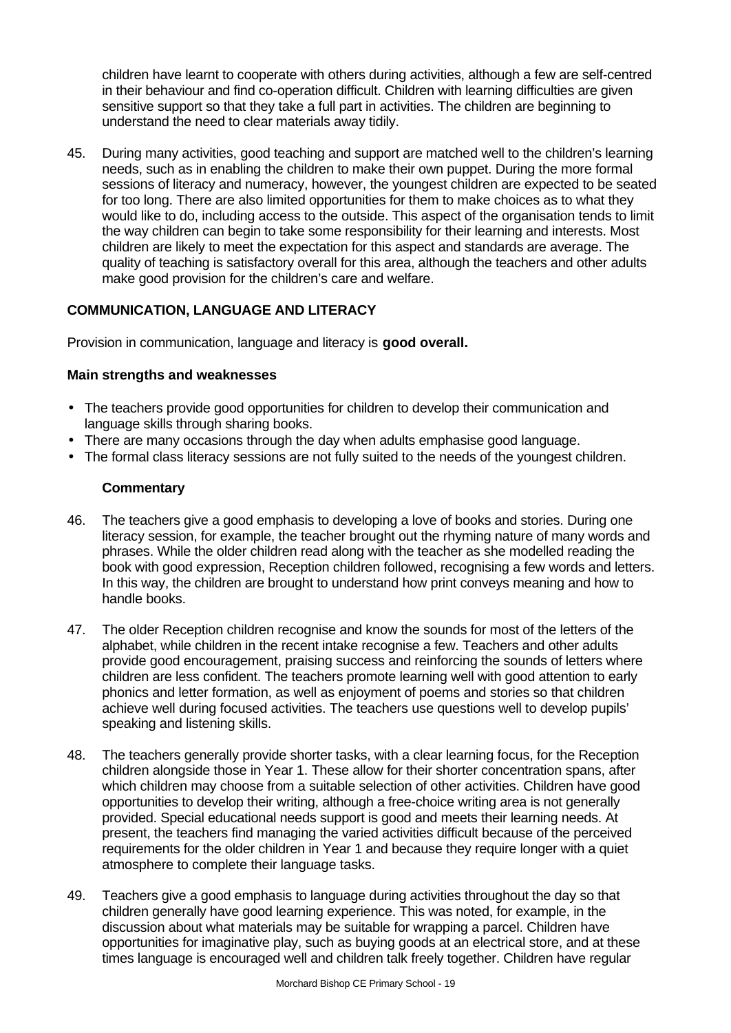children have learnt to cooperate with others during activities, although a few are self-centred in their behaviour and find co-operation difficult. Children with learning difficulties are given sensitive support so that they take a full part in activities. The children are beginning to understand the need to clear materials away tidily.

45. During many activities, good teaching and support are matched well to the children's learning needs, such as in enabling the children to make their own puppet. During the more formal sessions of literacy and numeracy, however, the youngest children are expected to be seated for too long. There are also limited opportunities for them to make choices as to what they would like to do, including access to the outside. This aspect of the organisation tends to limit the way children can begin to take some responsibility for their learning and interests. Most children are likely to meet the expectation for this aspect and standards are average. The quality of teaching is satisfactory overall for this area, although the teachers and other adults make good provision for the children's care and welfare.

## COMMUNICATION, LANGUAGE AND LITERACY

Provision in communication, language and literacy is **good overall.**

### Main strengths and weaknesses

- The teachers provide good opportunities for children to develop their communication and language skills through sharing books.
- There are many occasions through the day when adults emphasise good language.
- The formal class literacy sessions are not fully suited to the needs of the youngest children.

### Commentary

46. The teachers give a good emphasis to developing a love of books and stories. During one literacy session, for example, the teacher brought out the rhyming nature of many words and phrases. While the older children read along with the teacher as she modelled reading the book with good expression, Reception children followed, recognising a few words and letters. In this way, the children are brought to understand how print conveys meaning and how to handle books.

47. The older Reception children recognise and know the sounds for most of the letters of the alphabet, while children in the recent intake recognise a few. Teachers and other adults provide good encouragement, praising success and reinforcing the sounds of letters where children are less confident. The teachers promote learning well with good attention to early phonics and letter formation, as well as enjoyment of poems and stories so that children achieve well during focused activities. The teachers use questions well to develop pupils' speaking and listening skills.

48. The teachers generally provide shorter tasks, with a clear learning focus, for the Reception children alongside those in Year 1. These allow for their shorter concentration spans, after which children may choose from a suitable selection of other activities. Children have good opportunities to develop their writing, although a free-choice writing area is not generally provided. Special educational needs support is good and meets their learning needs. At present, the teachers find managing the varied activities difficult because of the perceived requirements for the older children in Year 1 and because they require longer with a quiet atmosphere to complete their language tasks.

49. Teachers give a good emphasis to language during activities throughout the day so that children generally have good learning experience. This was noted, for example, in the discussion about what materials may be suitable for wrapping a parcel. Children have opportunities for imaginative play, such as buying goods at an electrical store, and at these times language is encouraged well and children talk freely together. Children have regular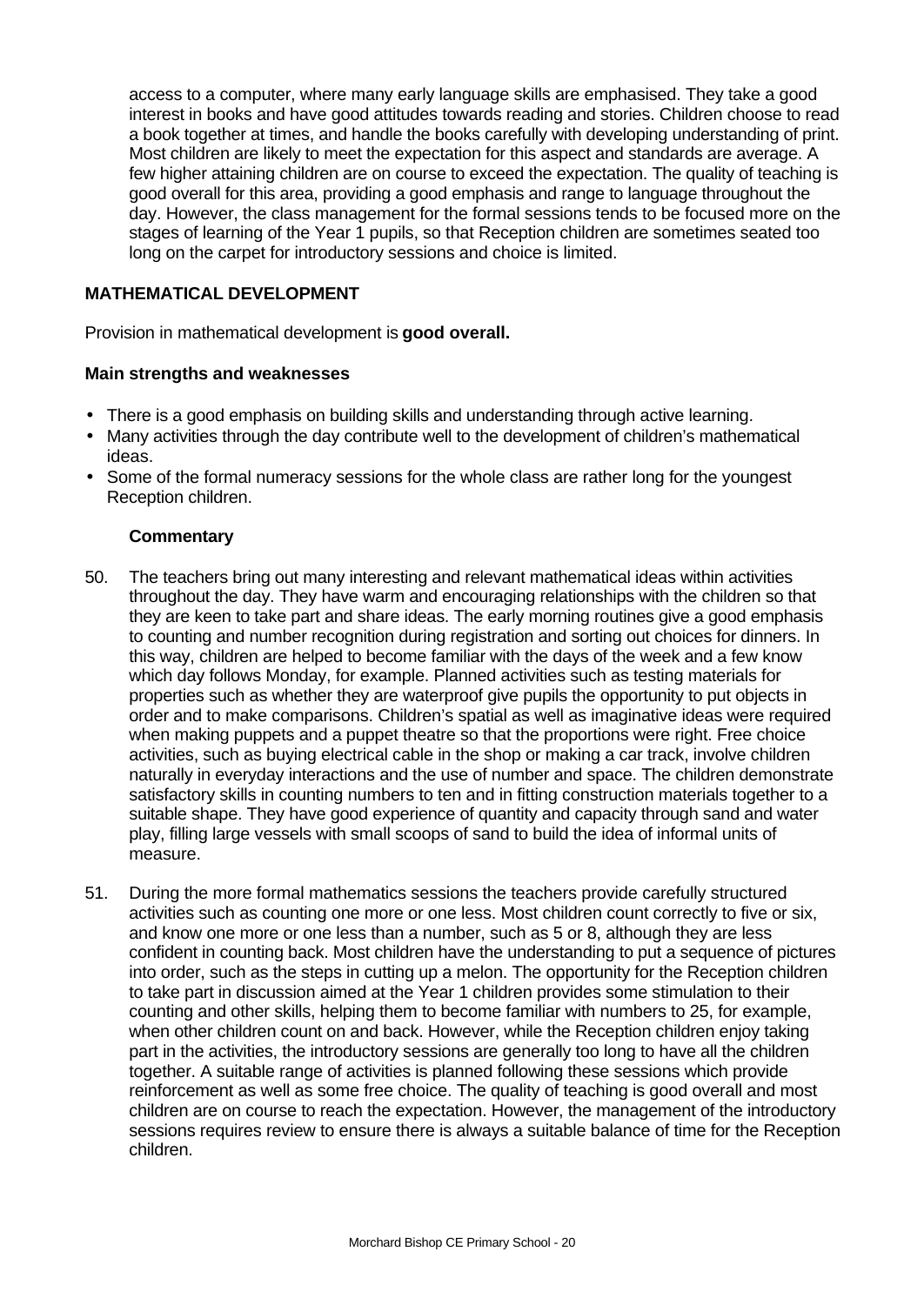access to a computer, where many early language skills are emphasised. They take a good interest in books and have good attitudes towards reading and stories. Children choose to read a book together at times, and handle the books carefully with developing understanding of print. Most children are likely to meet the expectation for this aspect and standards are average. A few higher attaining children are on course to exceed the expectation. The quality of teaching is good overall for this area, providing a good emphasis and range to language throughout the day. However, the class management for the formal sessions tends to be focused more on the stages of learning of the Year 1 pupils, so that Reception children are sometimes seated too long on the carpet for introductory sessions and choice is limited.

### MATHEMATICAL DEVELOPMENT

Provision in mathematical development is **good overall.**

#### Main strengths and weaknesses

- There is a good emphasis on building skills and understanding through active learning.
- Many activities through the day contribute well to the development of children's mathematical ideas.
- Some of the formal numeracy sessions for the whole class are rather long for the youngest Reception children.

#### Commentary

50. The teachers bring out many interesting and relevant mathematical ideas within activities throughout the day. They have warm and encouraging relationships with the children so that they are keen to take part and share ideas. The early morning routines give a good emphasis to counting and number recognition during registration and sorting out choices for dinners. In this way, children are helped to become familiar with the days of the week and a few know which day follows Monday, for example. Planned activities such as testing materials for properties such as whether they are waterproof give pupils the opportunity to put objects in order and to make comparisons. Children's spatial as well as imaginative ideas were required when making puppets and a puppet theatre so that the proportions were right. Free choice activities, such as buying electrical cable in the shop or making a car track, involve children naturally in everyday interactions and the use of number and space. The children demonstrate satisfactory skills in counting numbers to ten and in fitting construction materials together to a suitable shape. They have good experience of quantity and capacity through sand and water play, filling large vessels with small scoops of sand to build the idea of informal units of measure.

51. During the more formal mathematics sessions the teachers provide carefully structured activities such as counting one more or one less. Most children count correctly to five or six, and know one more or one less than a number, such as 5 or 8, although they are less confident in counting back. Most children have the understanding to put a sequence of pictures into order, such as the steps in cutting up a melon. The opportunity for the Reception children to take part in discussion aimed at the Year 1 children provides some stimulation to their counting and other skills, helping them to become familiar with numbers to 25, for example, when other children count on and back. However, while the Reception children enjoy taking part in the activities, the introductory sessions are generally too long to have all the children together. A suitable range of activities is planned following these sessions which provide reinforcement as well as some free choice. The quality of teaching is good overall and most children are on course to reach the expectation. However, the management of the introductory sessions requires review to ensure there is always a suitable balance of time for the Reception children.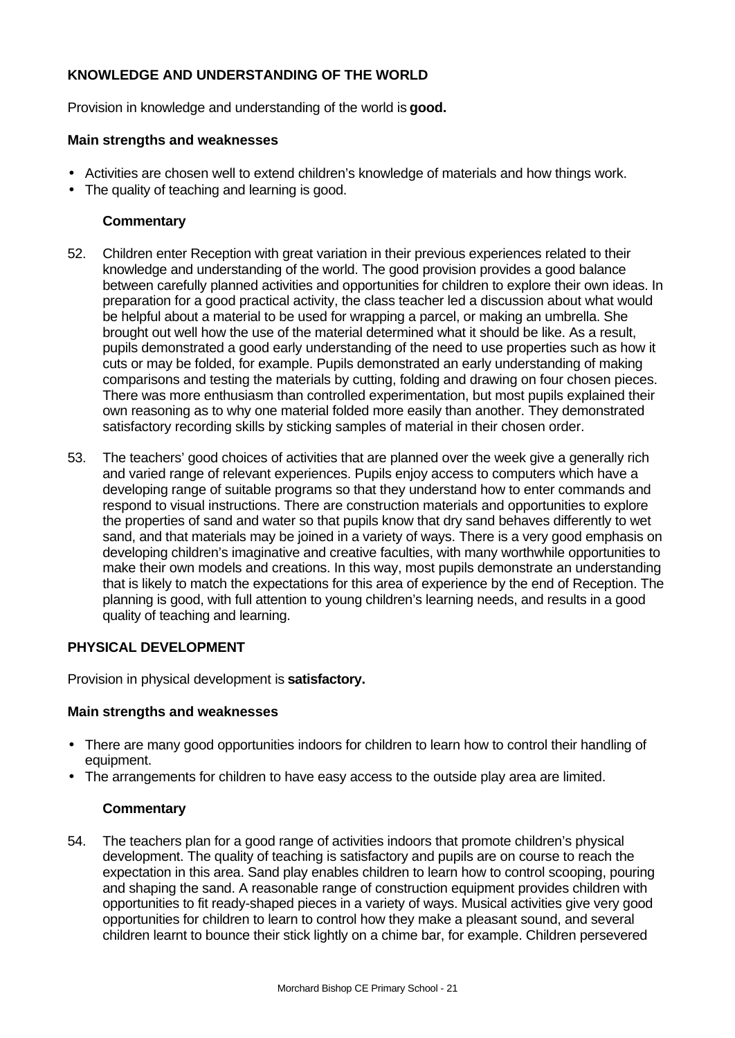### KNOWLEDGE AND UNDERSTANDING OF THE WORLD

Provision in knowledge and understanding of the world is **good.**

#### Main strengths and weaknesses

- Activities are chosen well to extend children's knowledge of materials and how things work.
- The quality of teaching and learning is good.

#### Commentary

52. Children enter Reception with great variation in their previous experiences related to their knowledge and understanding of the world. The good provision provides a good balance between carefully planned activities and opportunities for children to explore their own ideas. In preparation for a good practical activity, the class teacher led a discussion about what would be helpful about a material to be used for wrapping a parcel, or making an umbrella. She brought out well how the use of the material determined what it should be like. As a result, pupils demonstrated a good early understanding of the need to use properties such as how it cuts or may be folded, for example. Pupils demonstrated an early understanding of making comparisons and testing the materials by cutting, folding and drawing on four chosen pieces. There was more enthusiasm than controlled experimentation, but most pupils explained their own reasoning as to why one material folded more easily than another. They demonstrated satisfactory recording skills by sticking samples of material in their chosen order.

53. The teachers' good choices of activities that are planned over the week give a generally rich and varied range of relevant experiences. Pupils enjoy access to computers which have a developing range of suitable programs so that they understand how to enter commands and respond to visual instructions. There are construction materials and opportunities to explore the properties of sand and water so that pupils know that dry sand behaves differently to wet sand, and that materials may be joined in a variety of ways. There is a very good emphasis on developing children's imaginative and creative faculties, with many worthwhile opportunities to make their own models and creations. In this way, most pupils demonstrate an understanding that is likely to match the expectations for this area of experience by the end of Reception. The planning is good, with full attention to young children's learning needs, and results in a good quality of teaching and learning.

### PHYSICAL DEVELOPMENT

Provision in physical development is **satisfactory.**

#### Main strengths and weaknesses

- There are many good opportunities indoors for children to learn how to control their handling of equipment.
- The arrangements for children to have easy access to the outside play area are limited.

#### Commentary

54. The teachers plan for a good range of activities indoors that promote children's physical development. The quality of teaching is satisfactory and pupils are on course to reach the expectation in this area. Sand play enables children to learn how to control scooping, pouring and shaping the sand. A reasonable range of construction equipment provides children with opportunities to fit ready-shaped pieces in a variety of ways. Musical activities give very good opportunities for children to learn to control how they make a pleasant sound, and several children learnt to bounce their stick lightly on a chime bar, for example. Children persevered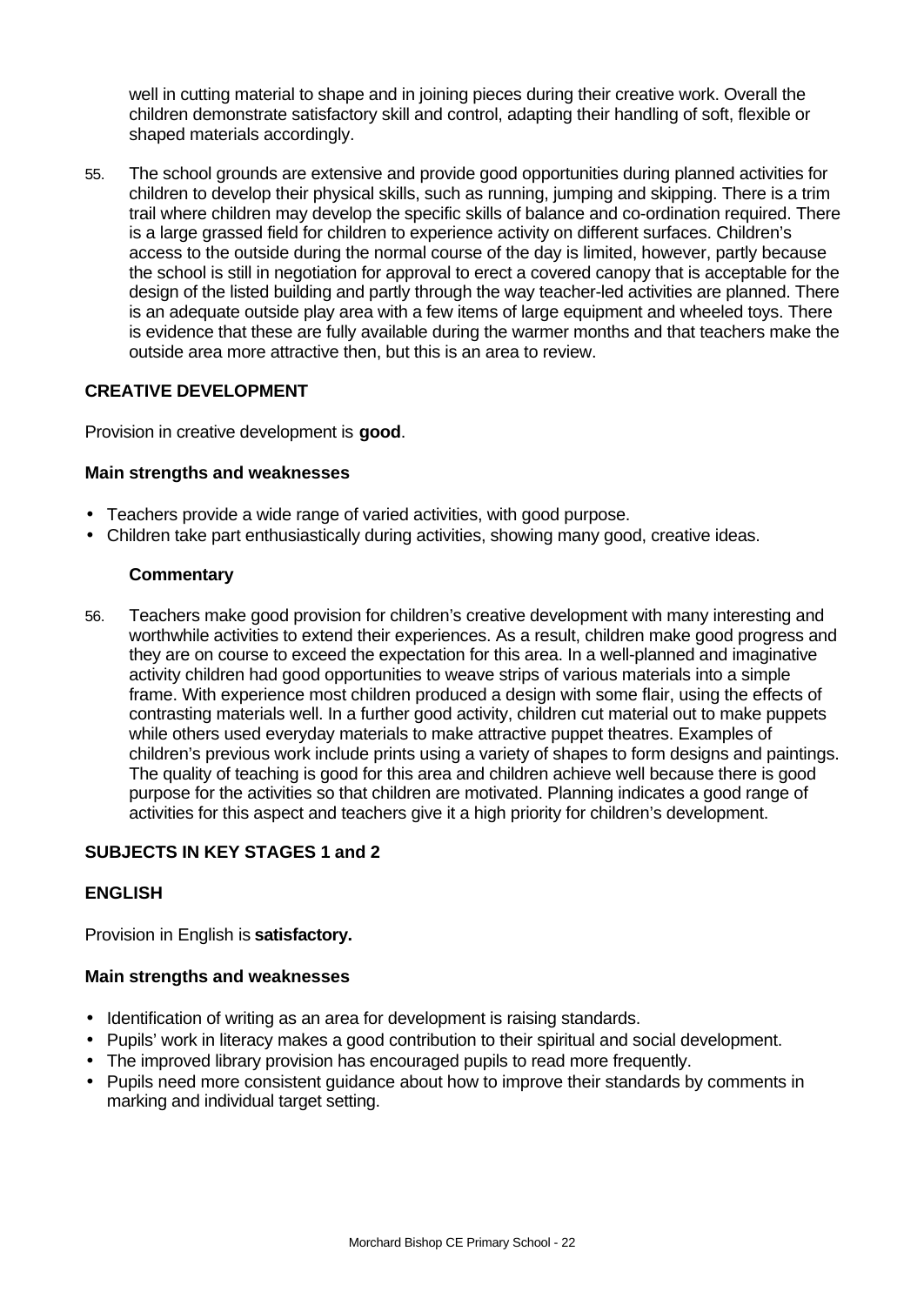well in cutting material to shape and in joining pieces during their creative work. Overall the children demonstrate satisfactory skill and control, adapting their handling of soft, flexible or shaped materials accordingly.

55. The school grounds are extensive and provide good opportunities during planned activities for children to develop their physical skills, such as running, jumping and skipping. There is a trim trail where children may develop the specific skills of balance and co-ordination required. There is a large grassed field for children to experience activity on different surfaces. Children's access to the outside during the normal course of the day is limited, however, partly because the school is still in negotiation for approval to erect a covered canopy that is acceptable for the design of the listed building and partly through the way teacher-led activities are planned. There is an adequate outside play area with a few items of large equipment and wheeled toys. There is evidence that these are fully available during the warmer months and that teachers make the outside area more attractive then, but this is an area to review.

## CREATIVE DEVELOPMENT

Provision in creative development is **good**.

### Main strengths and weaknesses

- Teachers provide a wide range of varied activities, with good purpose.
- Children take part enthusiastically during activities, showing many good, creative ideas.

#### Commentary

56. Teachers make good provision for children's creative development with many interesting and worthwhile activities to extend their experiences. As a result, children make good progress and they are on course to exceed the expectation for this area. In a well-planned and imaginative activity children had good opportunities to weave strips of various materials into a simple frame. With experience most children produced a design with some flair, using the effects of contrasting materials well. In a further good activity, children cut material out to make puppets while others used everyday materials to make attractive puppet theatres. Examples of children's previous work include prints using a variety of shapes to form designs and paintings. The quality of teaching is good for this area and children achieve well because there is good purpose for the activities so that children are motivated. Planning indicates a good range of activities for this aspect and teachers give it a high priority for children's development.

## SUBJECTS IN KEY STAGES 1 and 2

## ENGLISH

Provision in English is **satisfactory.**

### Main strengths and weaknesses

- Identification of writing as an area for development is raising standards.
- Pupils' work in literacy makes a good contribution to their spiritual and social development.
- The improved library provision has encouraged pupils to read more frequently.
- Pupils need more consistent guidance about how to improve their standards by comments in marking and individual target setting.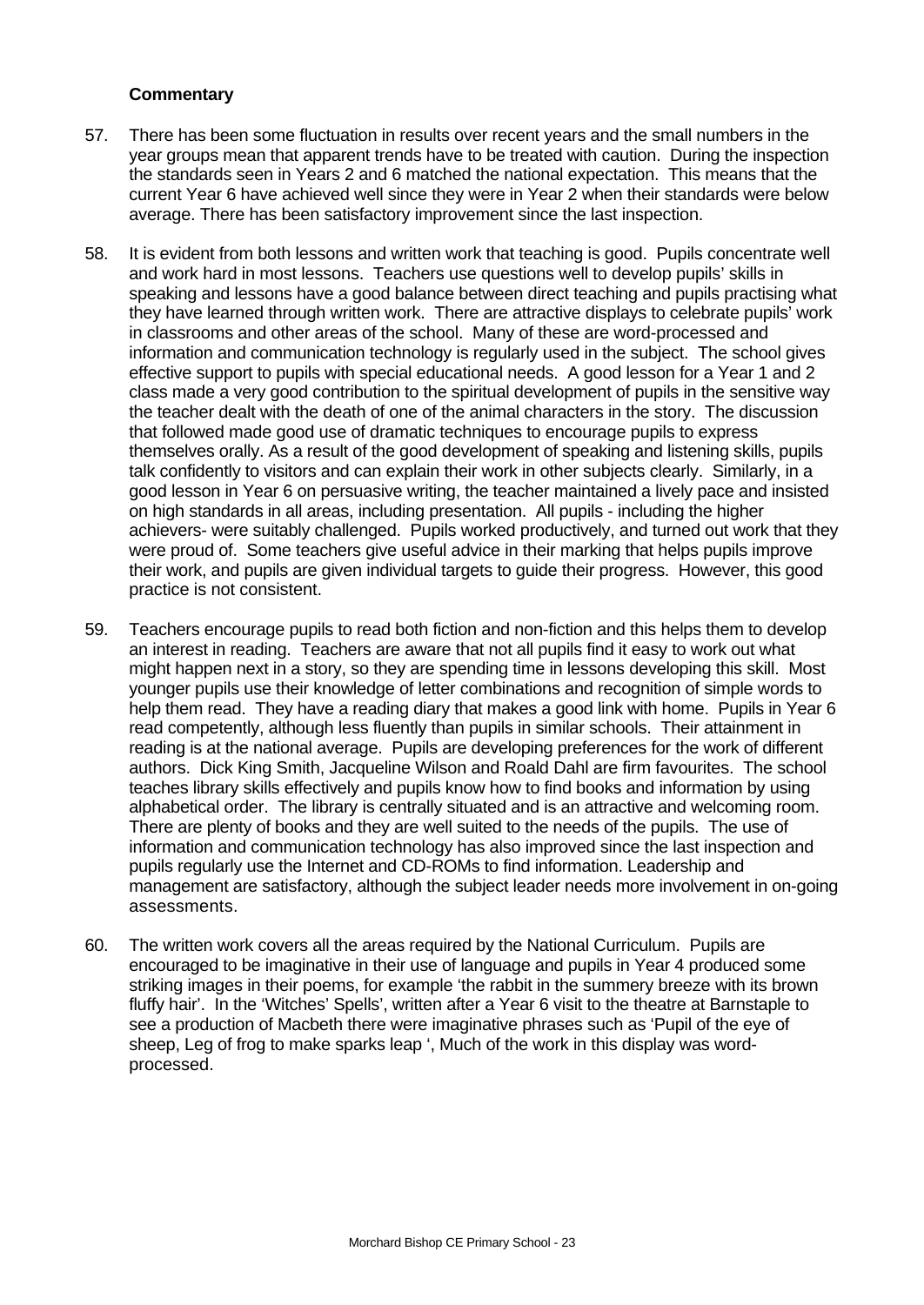### Commentary

57. There has been some fluctuation in results over recent years and the small numbers in the year groups mean that apparent trends have to be treated with caution. During the inspection the standards seen in Years 2 and 6 matched the national expectation. This means that the current Year 6 have achieved well since they were in Year 2 when their standards were below average. There has been satisfactory improvement since the last inspection.

58. It is evident from both lessons and written work that teaching is good. Pupils concentrate well and work hard in most lessons. Teachers use questions well to develop pupils' skills in speaking and lessons have a good balance between direct teaching and pupils practising what they have learned through written work. There are attractive displays to celebrate pupils' work in classrooms and other areas of the school. Many of these are word-processed and information and communication technology is regularly used in the subject. The school gives effective support to pupils with special educational needs. A good lesson for a Year 1 and 2 class made a very good contribution to the spiritual development of pupils in the sensitive way the teacher dealt with the death of one of the animal characters in the story. The discussion that followed made good use of dramatic techniques to encourage pupils to express themselves orally. As a result of the good development of speaking and listening skills, pupils talk confidently to visitors and can explain their work in other subjects clearly. Similarly, in a good lesson in Year 6 on persuasive writing, the teacher maintained a lively pace and insisted on high standards in all areas, including presentation. All pupils - including the higher achievers- were suitably challenged. Pupils worked productively, and turned out work that they were proud of. Some teachers give useful advice in their marking that helps pupils improve their work, and pupils are given individual targets to guide their progress. However, this good practice is not consistent.

59. Teachers encourage pupils to read both fiction and non-fiction and this helps them to develop an interest in reading. Teachers are aware that not all pupils find it easy to work out what might happen next in a story, so they are spending time in lessons developing this skill. Most younger pupils use their knowledge of letter combinations and recognition of simple words to help them read. They have a reading diary that makes a good link with home. Pupils in Year 6 read competently, although less fluently than pupils in similar schools. Their attainment in reading is at the national average. Pupils are developing preferences for the work of different authors. Dick King Smith, Jacqueline Wilson and Roald Dahl are firm favourites. The school teaches library skills effectively and pupils know how to find books and information by using alphabetical order. The library is centrally situated and is an attractive and welcoming room. There are plenty of books and they are well suited to the needs of the pupils. The use of information and communication technology has also improved since the last inspection and pupils regularly use the Internet and CD-ROMs to find information. Leadership and management are satisfactory, although the subject leader needs more involvement in on-going assessments.

60. The written work covers all the areas required by the National Curriculum. Pupils are encouraged to be imaginative in their use of language and pupils in Year 4 produced some striking images in their poems, for example 'the rabbit in the summery breeze with its brown fluffy hair'. In the 'Witches' Spells', written after a Year 6 visit to the theatre at Barnstaple to see a production of Macbeth there were imaginative phrases such as 'Pupil of the eye of sheep, Leg of frog to make sparks leap ', Much of the work in this display was word-processed.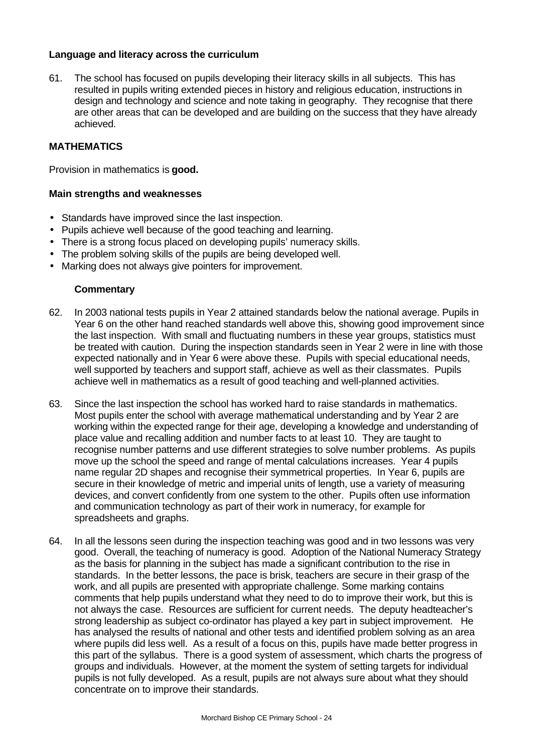### Language and literacy across the curriculum

61. The school has focused on pupils developing their literacy skills in all subjects. This has resulted in pupils writing extended pieces in history and religious education, instructions in design and technology and science and note taking in geography. They recognise that there are other areas that can be developed and are building on the success that they have already achieved.

## MATHEMATICS

Provision in mathematics is **good.**

### Main strengths and weaknesses

- Standards have improved since the last inspection.
- Pupils achieve well because of the good teaching and learning.
- There is a strong focus placed on developing pupils' numeracy skills.
- The problem solving skills of the pupils are being developed well.
- Marking does not always give pointers for improvement.

#### Commentary

62. In 2003 national tests pupils in Year 2 attained standards below the national average. Pupils in Year 6 on the other hand reached standards well above this, showing good improvement since the last inspection. With small and fluctuating numbers in these year groups, statistics must be treated with caution. During the inspection standards seen in Year 2 were in line with those expected nationally and in Year 6 were above these. Pupils with special educational needs, well supported by teachers and support staff, achieve as well as their classmates. Pupils achieve well in mathematics as a result of good teaching and well-planned activities.

63. Since the last inspection the school has worked hard to raise standards in mathematics. Most pupils enter the school with average mathematical understanding and by Year 2 are working within the expected range for their age, developing a knowledge and understanding of place value and recalling addition and number facts to at least 10. They are taught to recognise number patterns and use different strategies to solve number problems. As pupils move up the school the speed and range of mental calculations increases. Year 4 pupils name regular 2D shapes and recognise their symmetrical properties. In Year 6, pupils are secure in their knowledge of metric and imperial units of length, use a variety of measuring devices, and convert confidently from one system to the other. Pupils often use information and communication technology as part of their work in numeracy, for example for spreadsheets and graphs.

64. In all the lessons seen during the inspection teaching was good and in two lessons was very good. Overall, the teaching of numeracy is good. Adoption of the National Numeracy Strategy as the basis for planning in the subject has made a significant contribution to the rise in standards. In the better lessons, the pace is brisk, teachers are secure in their grasp of the work, and all pupils are presented with appropriate challenge. Some marking contains comments that help pupils understand what they need to do to improve their work, but this is not always the case. Resources are sufficient for current needs. The deputy headteacher's strong leadership as subject co-ordinator has played a key part in subject improvement. He has analysed the results of national and other tests and identified problem solving as an area where pupils did less well. As a result of a focus on this, pupils have made better progress in this part of the syllabus. There is a good system of assessment, which charts the progress of groups and individuals. However, at the moment the system of setting targets for individual pupils is not fully developed. As a result, pupils are not always sure about what they should concentrate on to improve their standards.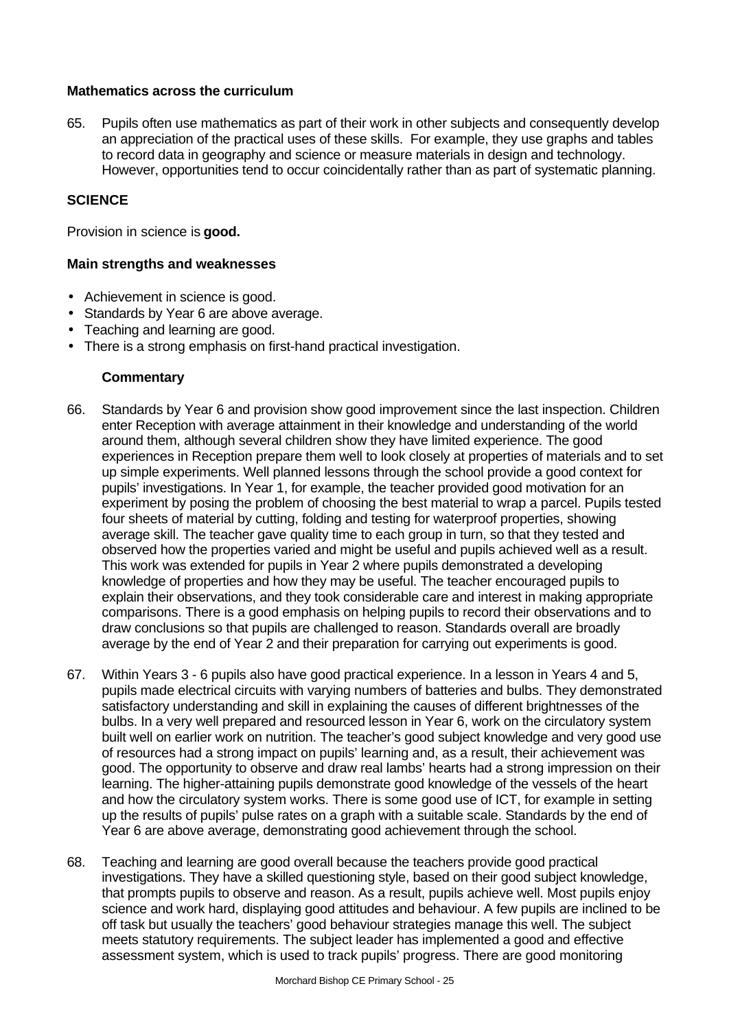**Mathematics across the curriculum**

65. Pupils often use mathematics as part of their work in other subjects and consequently develop an appreciation of the practical uses of these skills. For example, they use graphs and tables to record data in geography and science or measure materials in design and technology. However, opportunities tend to occur coincidentally rather than as part of systematic planning.

## SCIENCE

Provision in science is **good.**

**Main strengths and weaknesses**

- Achievement in science is good.
- Standards by Year 6 are above average.
- Teaching and learning are good.
- There is a strong emphasis on first-hand practical investigation.

**Commentary**

66. Standards by Year 6 and provision show good improvement since the last inspection. Children enter Reception with average attainment in their knowledge and understanding of the world around them, although several children show they have limited experience. The good experiences in Reception prepare them well to look closely at properties of materials and to set up simple experiments. Well planned lessons through the school provide a good context for pupils' investigations. In Year 1, for example, the teacher provided good motivation for an experiment by posing the problem of choosing the best material to wrap a parcel. Pupils tested four sheets of material by cutting, folding and testing for waterproof properties, showing average skill. The teacher gave quality time to each group in turn, so that they tested and observed how the properties varied and might be useful and pupils achieved well as a result. This work was extended for pupils in Year 2 where pupils demonstrated a developing knowledge of properties and how they may be useful. The teacher encouraged pupils to explain their observations, and they took considerable care and interest in making appropriate comparisons. There is a good emphasis on helping pupils to record their observations and to draw conclusions so that pupils are challenged to reason. Standards overall are broadly average by the end of Year 2 and their preparation for carrying out experiments is good.

67. Within Years 3 - 6 pupils also have good practical experience. In a lesson in Years 4 and 5, pupils made electrical circuits with varying numbers of batteries and bulbs. They demonstrated satisfactory understanding and skill in explaining the causes of different brightnesses of the bulbs. In a very well prepared and resourced lesson in Year 6, work on the circulatory system built well on earlier work on nutrition. The teacher's good subject knowledge and very good use of resources had a strong impact on pupils' learning and, as a result, their achievement was good. The opportunity to observe and draw real lambs' hearts had a strong impression on their learning. The higher-attaining pupils demonstrate good knowledge of the vessels of the heart and how the circulatory system works. There is some good use of ICT, for example in setting up the results of pupils' pulse rates on a graph with a suitable scale. Standards by the end of Year 6 are above average, demonstrating good achievement through the school.

68. Teaching and learning are good overall because the teachers provide good practical investigations. They have a skilled questioning style, based on their good subject knowledge, that prompts pupils to observe and reason. As a result, pupils achieve well. Most pupils enjoy science and work hard, displaying good attitudes and behaviour. A few pupils are inclined to be off task but usually the teachers' good behaviour strategies manage this well. The subject meets statutory requirements. The subject leader has implemented a good and effective assessment system, which is used to track pupils' progress. There are good monitoring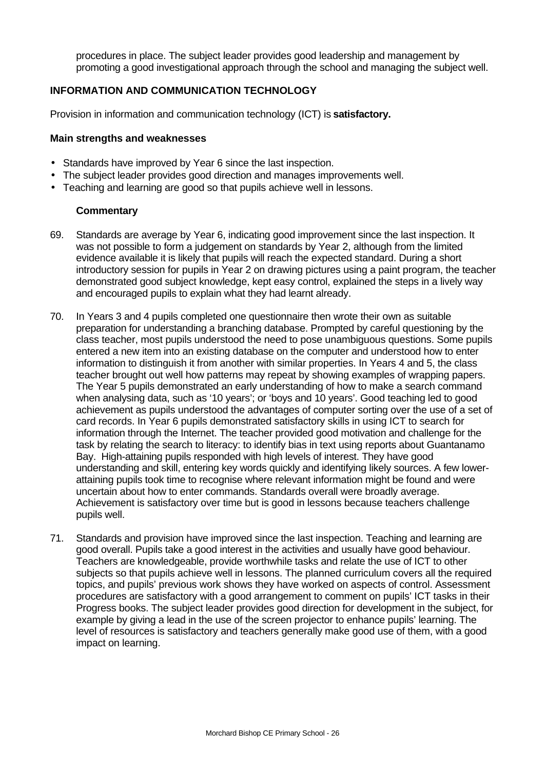procedures in place. The subject leader provides good leadership and management by promoting a good investigational approach through the school and managing the subject well.

## INFORMATION AND COMMUNICATION TECHNOLOGY

Provision in information and communication technology (ICT) is **satisfactory.**

### Main strengths and weaknesses

- Standards have improved by Year 6 since the last inspection.
- The subject leader provides good direction and manages improvements well.
- Teaching and learning are good so that pupils achieve well in lessons.

### Commentary

69. Standards are average by Year 6, indicating good improvement since the last inspection. It was not possible to form a judgement on standards by Year 2, although from the limited evidence available it is likely that pupils will reach the expected standard. During a short introductory session for pupils in Year 2 on drawing pictures using a paint program, the teacher demonstrated good subject knowledge, kept easy control, explained the steps in a lively way and encouraged pupils to explain what they had learnt already.

70. In Years 3 and 4 pupils completed one questionnaire then wrote their own as suitable preparation for understanding a branching database. Prompted by careful questioning by the class teacher, most pupils understood the need to pose unambiguous questions. Some pupils entered a new item into an existing database on the computer and understood how to enter information to distinguish it from another with similar properties. In Years 4 and 5, the class teacher brought out well how patterns may repeat by showing examples of wrapping papers. The Year 5 pupils demonstrated an early understanding of how to make a search command when analysing data, such as '10 years'; or 'boys and 10 years'. Good teaching led to good achievement as pupils understood the advantages of computer sorting over the use of a set of card records. In Year 6 pupils demonstrated satisfactory skills in using ICT to search for information through the Internet. The teacher provided good motivation and challenge for the task by relating the search to literacy: to identify bias in text using reports about Guantanamo Bay. High-attaining pupils responded with high levels of interest. They have good understanding and skill, entering key words quickly and identifying likely sources. A few lower-attaining pupils took time to recognise where relevant information might be found and were uncertain about how to enter commands. Standards overall were broadly average. Achievement is satisfactory over time but is good in lessons because teachers challenge pupils well.

71. Standards and provision have improved since the last inspection. Teaching and learning are good overall. Pupils take a good interest in the activities and usually have good behaviour. Teachers are knowledgeable, provide worthwhile tasks and relate the use of ICT to other subjects so that pupils achieve well in lessons. The planned curriculum covers all the required topics, and pupils' previous work shows they have worked on aspects of control. Assessment procedures are satisfactory with a good arrangement to comment on pupils' ICT tasks in their Progress books. The subject leader provides good direction for development in the subject, for example by giving a lead in the use of the screen projector to enhance pupils' learning. The level of resources is satisfactory and teachers generally make good use of them, with a good impact on learning.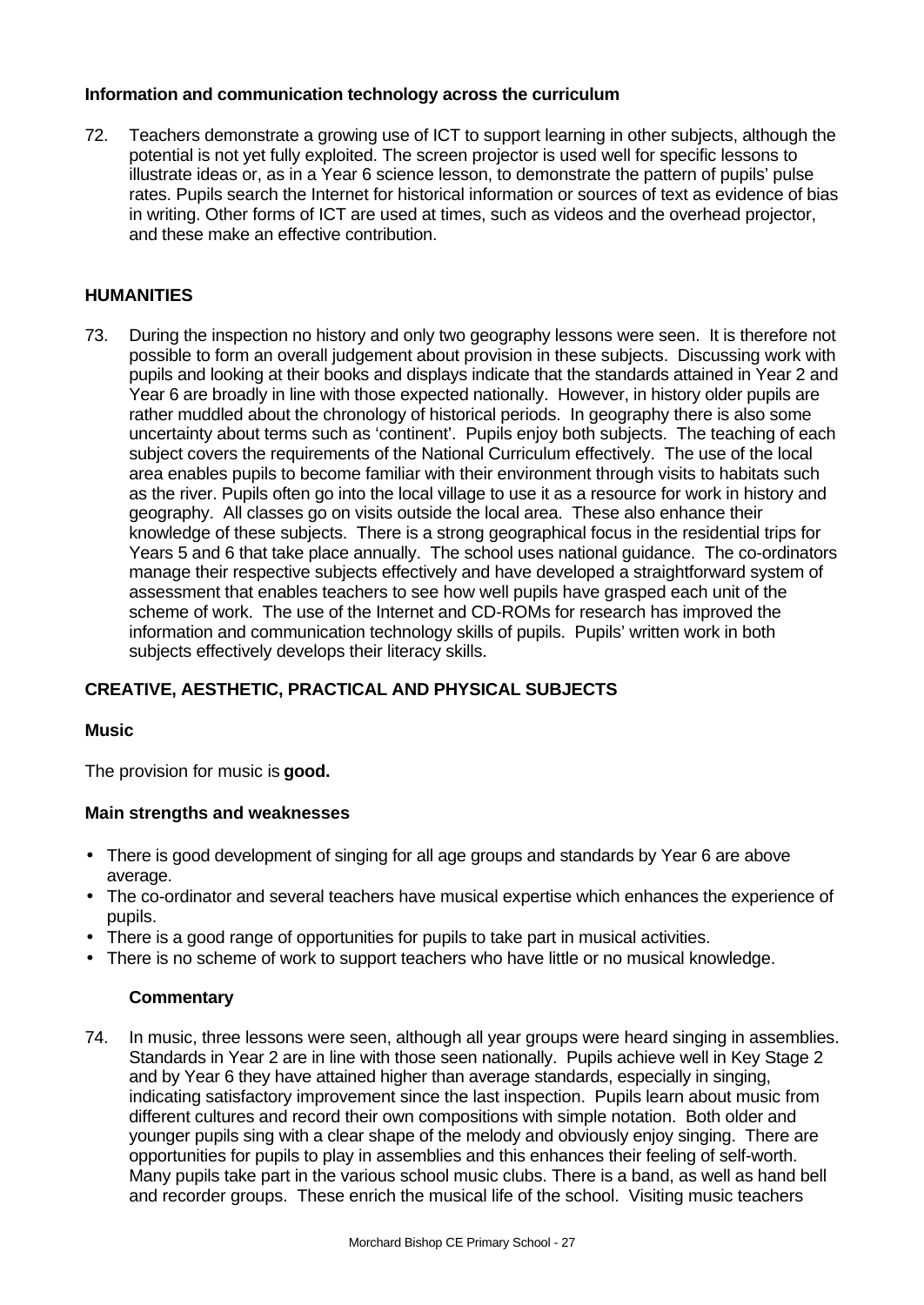### Information and communication technology across the curriculum

72. Teachers demonstrate a growing use of ICT to support learning in other subjects, although the potential is not yet fully exploited. The screen projector is used well for specific lessons to illustrate ideas or, as in a Year 6 science lesson, to demonstrate the pattern of pupils' pulse rates. Pupils search the Internet for historical information or sources of text as evidence of bias in writing. Other forms of ICT are used at times, such as videos and the overhead projector, and these make an effective contribution.

## HUMANITIES

73. During the inspection no history and only two geography lessons were seen. It is therefore not possible to form an overall judgement about provision in these subjects. Discussing work with pupils and looking at their books and displays indicate that the standards attained in Year 2 and Year 6 are broadly in line with those expected nationally. However, in history older pupils are rather muddled about the chronology of historical periods. In geography there is also some uncertainty about terms such as 'continent'. Pupils enjoy both subjects. The teaching of each subject covers the requirements of the National Curriculum effectively. The use of the local area enables pupils to become familiar with their environment through visits to habitats such as the river. Pupils often go into the local village to use it as a resource for work in history and geography. All classes go on visits outside the local area. These also enhance their knowledge of these subjects. There is a strong geographical focus in the residential trips for Years 5 and 6 that take place annually. The school uses national guidance. The co-ordinators manage their respective subjects effectively and have developed a straightforward system of assessment that enables teachers to see how well pupils have grasped each unit of the scheme of work. The use of the Internet and CD-ROMs for research has improved the information and communication technology skills of pupils. Pupils' written work in both subjects effectively develops their literacy skills.

## CREATIVE, AESTHETIC, PRACTICAL AND PHYSICAL SUBJECTS

### Music

The provision for music is **good.**

### Main strengths and weaknesses

- There is good development of singing for all age groups and standards by Year 6 are above average.
- The co-ordinator and several teachers have musical expertise which enhances the experience of pupils.
- There is a good range of opportunities for pupils to take part in musical activities.
- There is no scheme of work to support teachers who have little or no musical knowledge.

#### Commentary

74. In music, three lessons were seen, although all year groups were heard singing in assemblies. Standards in Year 2 are in line with those seen nationally. Pupils achieve well in Key Stage 2 and by Year 6 they have attained higher than average standards, especially in singing, indicating satisfactory improvement since the last inspection. Pupils learn about music from different cultures and record their own compositions with simple notation. Both older and younger pupils sing with a clear shape of the melody and obviously enjoy singing. There are opportunities for pupils to play in assemblies and this enhances their feeling of self-worth. Many pupils take part in the various school music clubs. There is a band, as well as hand bell and recorder groups. These enrich the musical life of the school. Visiting music teachers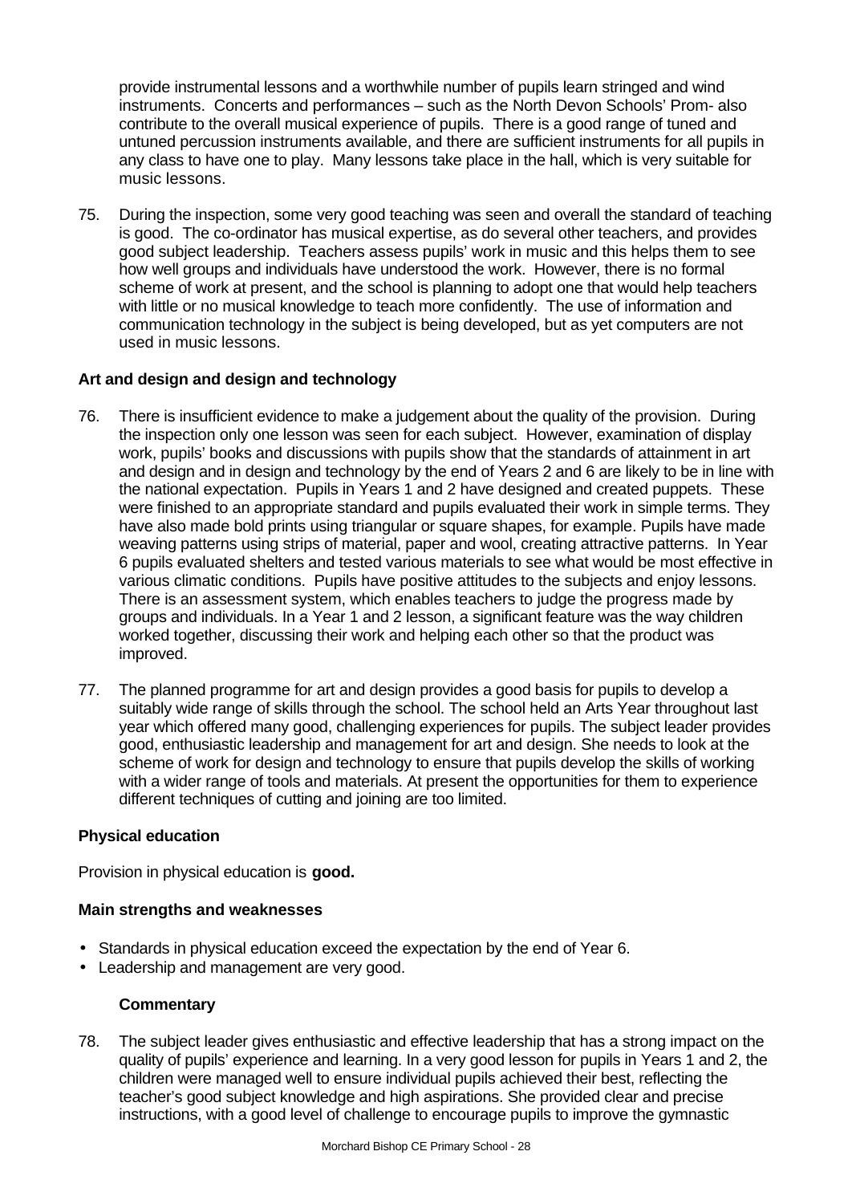provide instrumental lessons and a worthwhile number of pupils learn stringed and wind instruments. Concerts and performances – such as the North Devon Schools' Prom- also contribute to the overall musical experience of pupils. There is a good range of tuned and untuned percussion instruments available, and there are sufficient instruments for all pupils in any class to have one to play. Many lessons take place in the hall, which is very suitable for music lessons.

75. During the inspection, some very good teaching was seen and overall the standard of teaching is good. The co-ordinator has musical expertise, as do several other teachers, and provides good subject leadership. Teachers assess pupils' work in music and this helps them to see how well groups and individuals have understood the work. However, there is no formal scheme of work at present, and the school is planning to adopt one that would help teachers with little or no musical knowledge to teach more confidently. The use of information and communication technology in the subject is being developed, but as yet computers are not used in music lessons.

**Art and design and design and technology**

76. There is insufficient evidence to make a judgement about the quality of the provision. During the inspection only one lesson was seen for each subject. However, examination of display work, pupils' books and discussions with pupils show that the standards of attainment in art and design and in design and technology by the end of Years 2 and 6 are likely to be in line with the national expectation. Pupils in Years 1 and 2 have designed and created puppets. These were finished to an appropriate standard and pupils evaluated their work in simple terms. They have also made bold prints using triangular or square shapes, for example. Pupils have made weaving patterns using strips of material, paper and wool, creating attractive patterns. In Year 6 pupils evaluated shelters and tested various materials to see what would be most effective in various climatic conditions. Pupils have positive attitudes to the subjects and enjoy lessons. There is an assessment system, which enables teachers to judge the progress made by groups and individuals. In a Year 1 and 2 lesson, a significant feature was the way children worked together, discussing their work and helping each other so that the product was improved.

77. The planned programme for art and design provides a good basis for pupils to develop a suitably wide range of skills through the school. The school held an Arts Year throughout last year which offered many good, challenging experiences for pupils. The subject leader provides good, enthusiastic leadership and management for art and design. She needs to look at the scheme of work for design and technology to ensure that pupils develop the skills of working with a wider range of tools and materials. At present the opportunities for them to experience different techniques of cutting and joining are too limited.

**Physical education**

Provision in physical education is **good.**

**Main strengths and weaknesses**

- Standards in physical education exceed the expectation by the end of Year 6.
- Leadership and management are very good.

**Commentary**

78. The subject leader gives enthusiastic and effective leadership that has a strong impact on the quality of pupils' experience and learning. In a very good lesson for pupils in Years 1 and 2, the children were managed well to ensure individual pupils achieved their best, reflecting the teacher's good subject knowledge and high aspirations. She provided clear and precise instructions, with a good level of challenge to encourage pupils to improve the gymnastic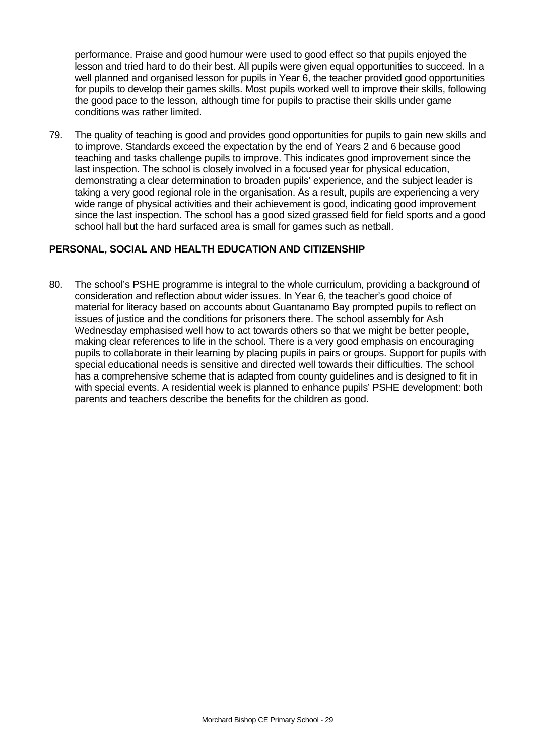performance. Praise and good humour were used to good effect so that pupils enjoyed the lesson and tried hard to do their best. All pupils were given equal opportunities to succeed. In a well planned and organised lesson for pupils in Year 6, the teacher provided good opportunities for pupils to develop their games skills. Most pupils worked well to improve their skills, following the good pace to the lesson, although time for pupils to practise their skills under game conditions was rather limited.

79. The quality of teaching is good and provides good opportunities for pupils to gain new skills and to improve. Standards exceed the expectation by the end of Years 2 and 6 because good teaching and tasks challenge pupils to improve. This indicates good improvement since the last inspection. The school is closely involved in a focused year for physical education, demonstrating a clear determination to broaden pupils' experience, and the subject leader is taking a very good regional role in the organisation. As a result, pupils are experiencing a very wide range of physical activities and their achievement is good, indicating good improvement since the last inspection. The school has a good sized grassed field for field sports and a good school hall but the hard surfaced area is small for games such as netball.

## PERSONAL, SOCIAL AND HEALTH EDUCATION AND CITIZENSHIP

80. The school's PSHE programme is integral to the whole curriculum, providing a background of consideration and reflection about wider issues. In Year 6, the teacher's good choice of material for literacy based on accounts about Guantanamo Bay prompted pupils to reflect on issues of justice and the conditions for prisoners there. The school assembly for Ash Wednesday emphasised well how to act towards others so that we might be better people, making clear references to life in the school. There is a very good emphasis on encouraging pupils to collaborate in their learning by placing pupils in pairs or groups. Support for pupils with special educational needs is sensitive and directed well towards their difficulties. The school has a comprehensive scheme that is adapted from county guidelines and is designed to fit in with special events. A residential week is planned to enhance pupils' PSHE development: both parents and teachers describe the benefits for the children as good.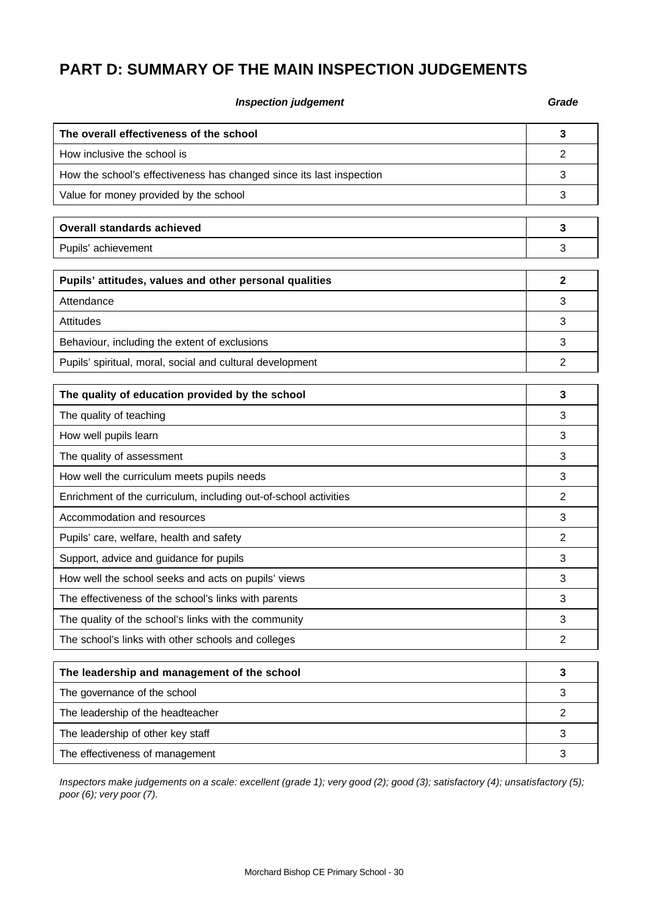# PART D: SUMMARY OF THE MAIN INSPECTION JUDGEMENTS

| *Inspection judgement* | *Grade* |
|---|---|
| **The overall effectiveness of the school** | **3** |
| How inclusive the school is | 2 |
| How the school's effectiveness has changed since its last inspection | 3 |
| Value for money provided by the school | 3 |
| **Overall standards achieved** | **3** |
| Pupils' achievement | 3 |
| **Pupils' attitudes, values and other personal qualities** | **2** |
| Attendance | 3 |
| Attitudes | 3 |
| Behaviour, including the extent of exclusions | 3 |
| Pupils' spiritual, moral, social and cultural development | 2 |
| **The quality of education provided by the school** | **3** |
| The quality of teaching | 3 |
| How well pupils learn | 3 |
| The quality of assessment | 3 |
| How well the curriculum meets pupils needs | 3 |
| Enrichment of the curriculum, including out-of-school activities | 2 |
| Accommodation and resources | 3 |
| Pupils' care, welfare, health and safety | 2 |
| Support, advice and guidance for pupils | 3 |
| How well the school seeks and acts on pupils' views | 3 |
| The effectiveness of the school's links with parents | 3 |
| The quality of the school's links with the community | 3 |
| The school's links with other schools and colleges | 2 |
| **The leadership and management of the school** | **3** |
| The governance of the school | 3 |
| The leadership of the headteacher | 2 |
| The leadership of other key staff | 3 |
| The effectiveness of management | 3 |

*Inspectors make judgements on a scale: excellent (grade 1); very good (2); good (3); satisfactory (4); unsatisfactory (5); poor (6); very poor (7).*